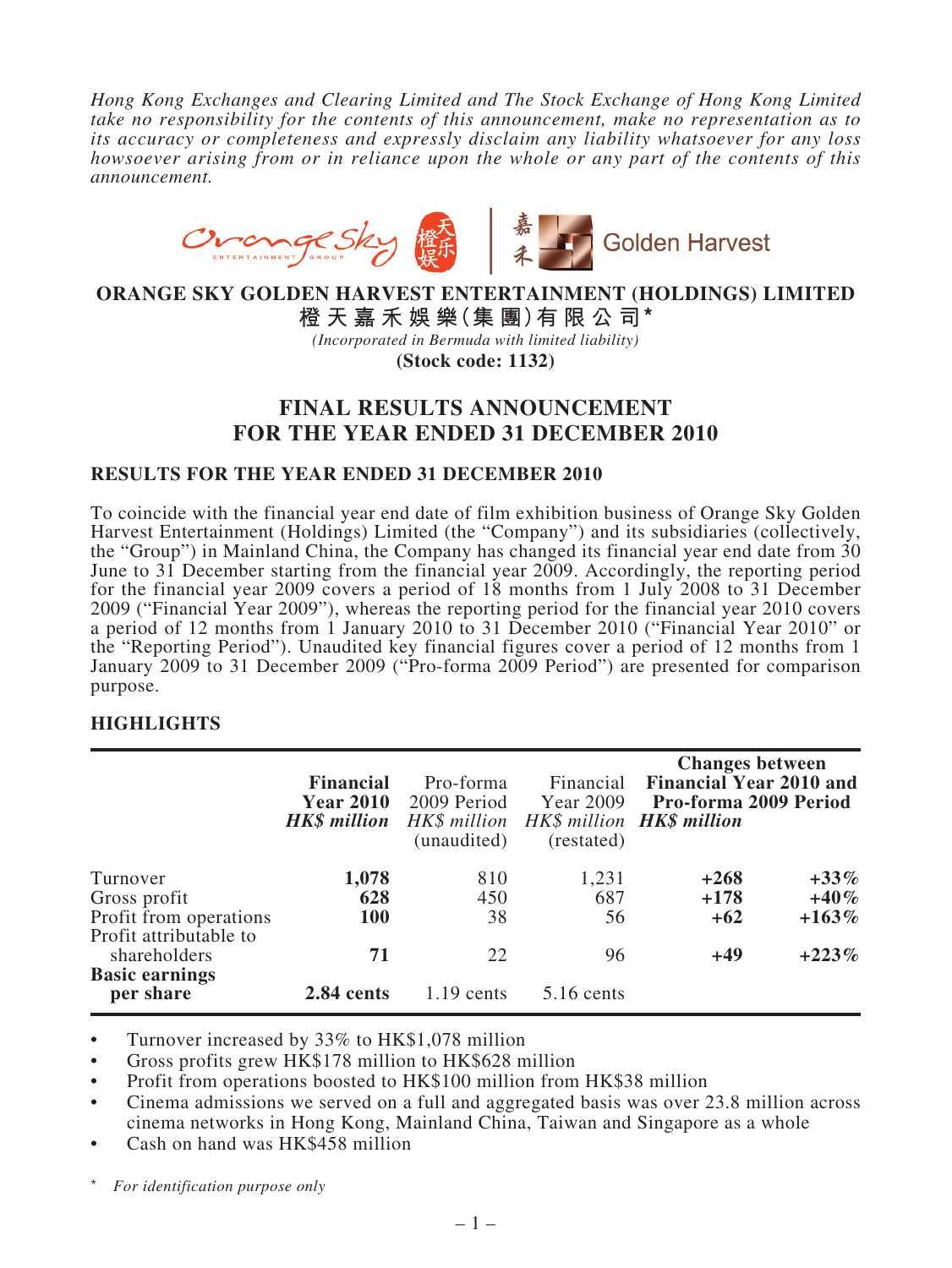*Hong Kong Exchanges and Clearing Limited and The Stock Exchange of Hong Kong Limited take no responsibility for the contents of this announcement, make no representation as to its accuracy or completeness and expressly disclaim any liability whatsoever for any loss howsoever arising from or in reliance upon the whole or any part of the contents of this announcement.*

**ORANGE SKY GOLDEN HARVEST ENTERTAINMENT (HOLDINGS) LIMITED**

**橙天嘉禾娛樂(集團)有限公司***

*(Incorporated in Bermuda with limited liability)*

**(Stock code: 1132)**

# FINAL RESULTS ANNOUNCEMENT FOR THE YEAR ENDED 31 DECEMBER 2010

## RESULTS FOR THE YEAR ENDED 31 DECEMBER 2010

To coincide with the financial year end date of film exhibition business of Orange Sky Golden Harvest Entertainment (Holdings) Limited (the "Company") and its subsidiaries (collectively, the "Group") in Mainland China, the Company has changed its financial year end date from 30 June to 31 December starting from the financial year 2009. Accordingly, the reporting period for the financial year 2009 covers a period of 18 months from 1 July 2008 to 31 December 2009 ("Financial Year 2009"), whereas the reporting period for the financial year 2010 covers a period of 12 months from 1 January 2010 to 31 December 2010 ("Financial Year 2010" or the "Reporting Period"). Unaudited key financial figures cover a period of 12 months from 1 January 2009 to 31 December 2009 ("Pro-forma 2009 Period") are presented for comparison purpose.

## HIGHLIGHTS

| | **Financial Year 2010** *HK$ million* | Pro-forma 2009 Period *HK$ million* (unaudited) | Financial Year 2009 *HK$ million* (restated) | **Changes between Financial Year 2010 and Pro-forma 2009 Period** *HK$ million* | |
|---|---|---|---|---|---|
| Turnover | **1,078** | 810 | 1,231 | **+268** | **+33%** |
| Gross profit | **628** | 450 | 687 | **+178** | **+40%** |
| Profit from operations | **100** | 38 | 56 | **+62** | **+163%** |
| Profit attributable to shareholders | **71** | 22 | 96 | **+49** | **+223%** |
| **Basic earnings per share** | **2.84 cents** | 1.19 cents | 5.16 cents | | |

- Turnover increased by 33% to HK$1,078 million
- Gross profits grew HK$178 million to HK$628 million
- Profit from operations boosted to HK$100 million from HK$38 million
- Cinema admissions we served on a full and aggregated basis was over 23.8 million across cinema networks in Hong Kong, Mainland China, Taiwan and Singapore as a whole
- Cash on hand was HK$458 million

\* *For identification purpose only*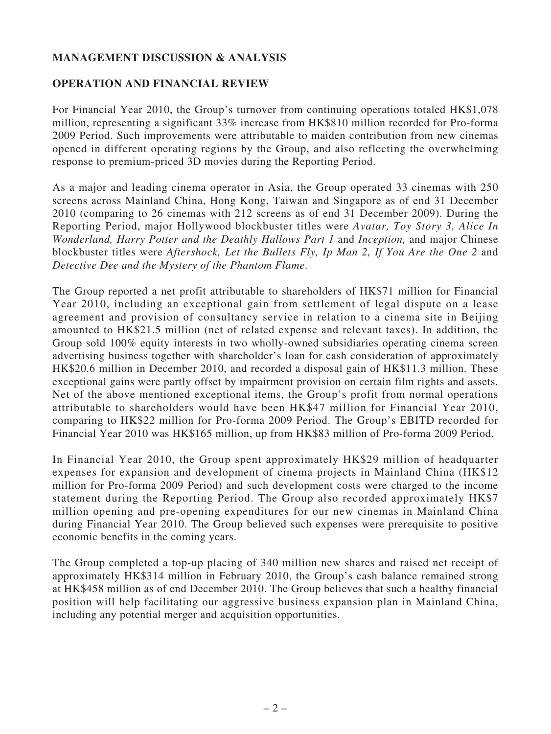## MANAGEMENT DISCUSSION & ANALYSIS

### OPERATION AND FINANCIAL REVIEW

For Financial Year 2010, the Group's turnover from continuing operations totaled HK$1,078 million, representing a significant 33% increase from HK$810 million recorded for Pro-forma 2009 Period. Such improvements were attributable to maiden contribution from new cinemas opened in different operating regions by the Group, and also reflecting the overwhelming response to premium-priced 3D movies during the Reporting Period.

As a major and leading cinema operator in Asia, the Group operated 33 cinemas with 250 screens across Mainland China, Hong Kong, Taiwan and Singapore as of end 31 December 2010 (comparing to 26 cinemas with 212 screens as of end 31 December 2009). During the Reporting Period, major Hollywood blockbuster titles were *Avatar, Toy Story 3, Alice In Wonderland, Harry Potter and the Deathly Hallows Part 1* and *Inception,* and major Chinese blockbuster titles were *Aftershock, Let the Bullets Fly, Ip Man 2, If You Are the One 2* and *Detective Dee and the Mystery of the Phantom Flame*.

The Group reported a net profit attributable to shareholders of HK$71 million for Financial Year 2010, including an exceptional gain from settlement of legal dispute on a lease agreement and provision of consultancy service in relation to a cinema site in Beijing amounted to HK$21.5 million (net of related expense and relevant taxes). In addition, the Group sold 100% equity interests in two wholly-owned subsidiaries operating cinema screen advertising business together with shareholder's loan for cash consideration of approximately HK$20.6 million in December 2010, and recorded a disposal gain of HK$11.3 million. These exceptional gains were partly offset by impairment provision on certain film rights and assets. Net of the above mentioned exceptional items, the Group's profit from normal operations attributable to shareholders would have been HK$47 million for Financial Year 2010, comparing to HK$22 million for Pro-forma 2009 Period. The Group's EBITD recorded for Financial Year 2010 was HK$165 million, up from HK$83 million of Pro-forma 2009 Period.

In Financial Year 2010, the Group spent approximately HK$29 million of headquarter expenses for expansion and development of cinema projects in Mainland China (HK$12 million for Pro-forma 2009 Period) and such development costs were charged to the income statement during the Reporting Period. The Group also recorded approximately HK$7 million opening and pre-opening expenditures for our new cinemas in Mainland China during Financial Year 2010. The Group believed such expenses were prerequisite to positive economic benefits in the coming years.

The Group completed a top-up placing of 340 million new shares and raised net receipt of approximately HK$314 million in February 2010, the Group's cash balance remained strong at HK$458 million as of end December 2010. The Group believes that such a healthy financial position will help facilitating our aggressive business expansion plan in Mainland China, including any potential merger and acquisition opportunities.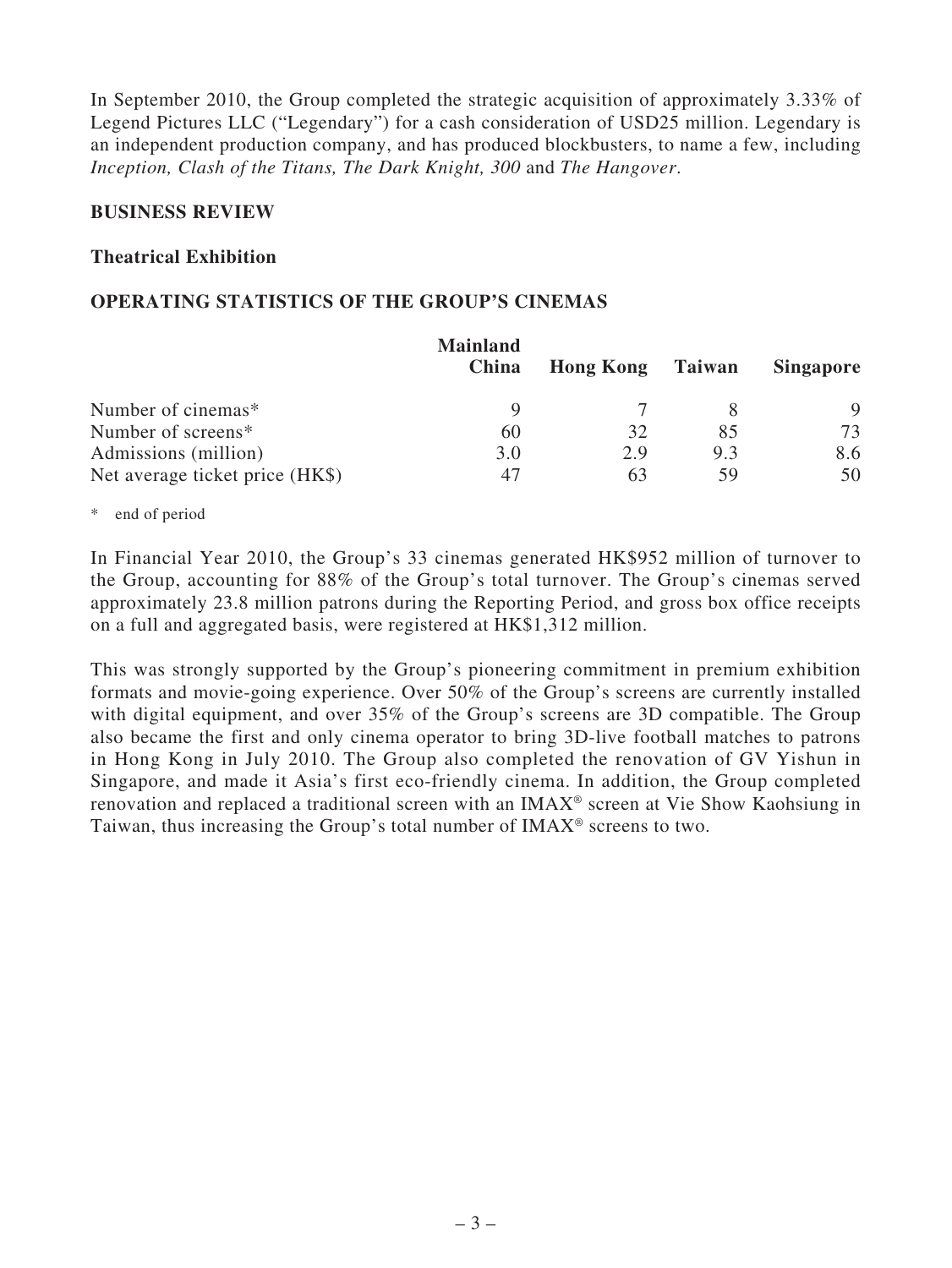In September 2010, the Group completed the strategic acquisition of approximately 3.33% of Legend Pictures LLC ("Legendary") for a cash consideration of USD25 million. Legendary is an independent production company, and has produced blockbusters, to name a few, including *Inception, Clash of the Titans, The Dark Knight, 300* and *The Hangover*.

## BUSINESS REVIEW

### Theatrical Exhibition

### OPERATING STATISTICS OF THE GROUP'S CINEMAS

| | Mainland China | Hong Kong | Taiwan | Singapore |
|---|---|---|---|---|
| Number of cinemas* | 9 | 7 | 8 | 9 |
| Number of screens* | 60 | 32 | 85 | 73 |
| Admissions (million) | 3.0 | 2.9 | 9.3 | 8.6 |
| Net average ticket price (HK$) | 47 | 63 | 59 | 50 |

\* end of period

In Financial Year 2010, the Group's 33 cinemas generated HK$952 million of turnover to the Group, accounting for 88% of the Group's total turnover. The Group's cinemas served approximately 23.8 million patrons during the Reporting Period, and gross box office receipts on a full and aggregated basis, were registered at HK$1,312 million.

This was strongly supported by the Group's pioneering commitment in premium exhibition formats and movie-going experience. Over 50% of the Group's screens are currently installed with digital equipment, and over 35% of the Group's screens are 3D compatible. The Group also became the first and only cinema operator to bring 3D-live football matches to patrons in Hong Kong in July 2010. The Group also completed the renovation of GV Yishun in Singapore, and made it Asia's first eco-friendly cinema. In addition, the Group completed renovation and replaced a traditional screen with an IMAX® screen at Vie Show Kaohsiung in Taiwan, thus increasing the Group's total number of IMAX® screens to two.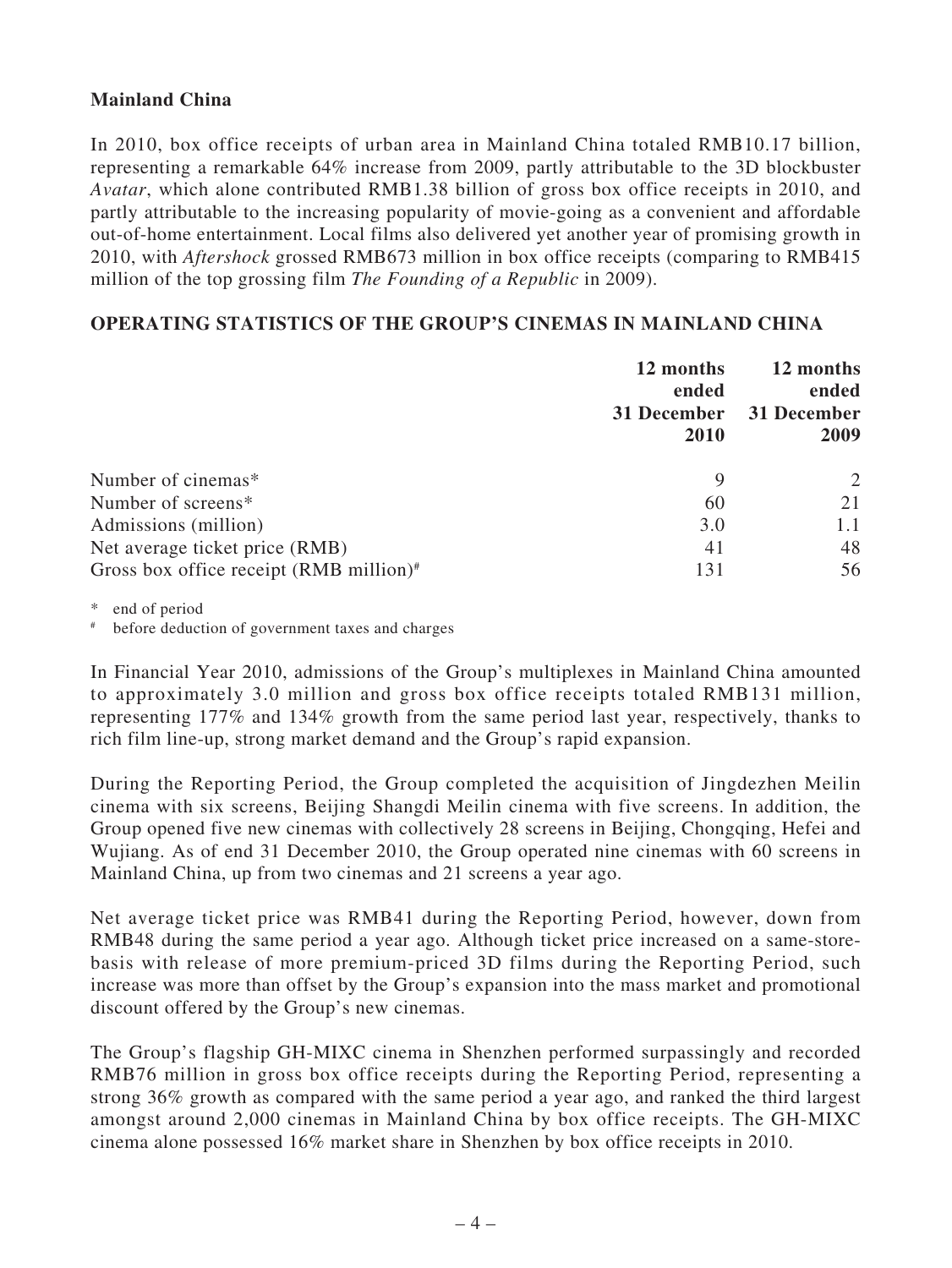**Mainland China**

In 2010, box office receipts of urban area in Mainland China totaled RMB10.17 billion, representing a remarkable 64% increase from 2009, partly attributable to the 3D blockbuster *Avatar*, which alone contributed RMB1.38 billion of gross box office receipts in 2010, and partly attributable to the increasing popularity of movie-going as a convenient and affordable out-of-home entertainment. Local films also delivered yet another year of promising growth in 2010, with *Aftershock* grossed RMB673 million in box office receipts (comparing to RMB415 million of the top grossing film *The Founding of a Republic* in 2009).

**OPERATING STATISTICS OF THE GROUP'S CINEMAS IN MAINLAND CHINA**

| | 12 months ended 31 December 2010 | 12 months ended 31 December 2009 |
|---|---|---|
| Number of cinemas* | 9 | 2 |
| Number of screens* | 60 | 21 |
| Admissions (million) | 3.0 | 1.1 |
| Net average ticket price (RMB) | 41 | 48 |
| Gross box office receipt (RMB million)# | 131 | 56 |

\* end of period

\# before deduction of government taxes and charges

In Financial Year 2010, admissions of the Group's multiplexes in Mainland China amounted to approximately 3.0 million and gross box office receipts totaled RMB131 million, representing 177% and 134% growth from the same period last year, respectively, thanks to rich film line-up, strong market demand and the Group's rapid expansion.

During the Reporting Period, the Group completed the acquisition of Jingdezhen Meilin cinema with six screens, Beijing Shangdi Meilin cinema with five screens. In addition, the Group opened five new cinemas with collectively 28 screens in Beijing, Chongqing, Hefei and Wujiang. As of end 31 December 2010, the Group operated nine cinemas with 60 screens in Mainland China, up from two cinemas and 21 screens a year ago.

Net average ticket price was RMB41 during the Reporting Period, however, down from RMB48 during the same period a year ago. Although ticket price increased on a same-store-basis with release of more premium-priced 3D films during the Reporting Period, such increase was more than offset by the Group's expansion into the mass market and promotional discount offered by the Group's new cinemas.

The Group's flagship GH-MIXC cinema in Shenzhen performed surpassingly and recorded RMB76 million in gross box office receipts during the Reporting Period, representing a strong 36% growth as compared with the same period a year ago, and ranked the third largest amongst around 2,000 cinemas in Mainland China by box office receipts. The GH-MIXC cinema alone possessed 16% market share in Shenzhen by box office receipts in 2010.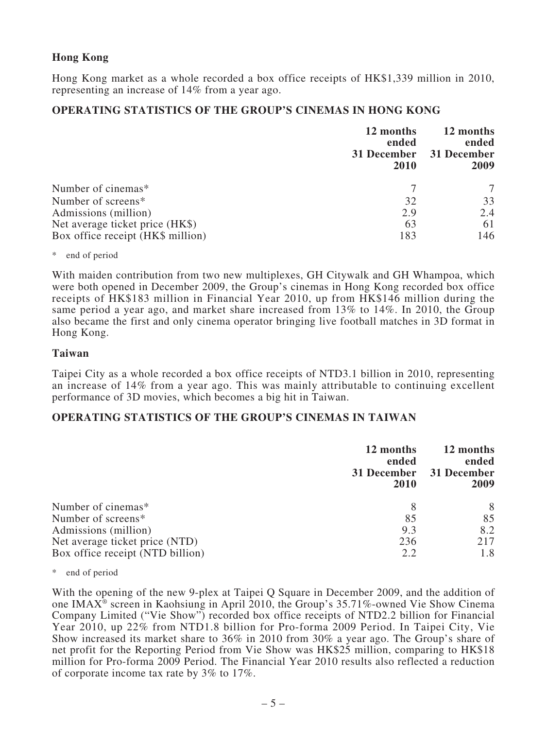**Hong Kong**

Hong Kong market as a whole recorded a box office receipts of HK$1,339 million in 2010, representing an increase of 14% from a year ago.

**OPERATING STATISTICS OF THE GROUP'S CINEMAS IN HONG KONG**

| | 12 months ended 31 December 2010 | 12 months ended 31 December 2009 |
|---|---|---|
| Number of cinemas* | 7 | 7 |
| Number of screens* | 32 | 33 |
| Admissions (million) | 2.9 | 2.4 |
| Net average ticket price (HK$) | 63 | 61 |
| Box office receipt (HK$ million) | 183 | 146 |

\* end of period

With maiden contribution from two new multiplexes, GH Citywalk and GH Whampoa, which were both opened in December 2009, the Group's cinemas in Hong Kong recorded box office receipts of HK$183 million in Financial Year 2010, up from HK$146 million during the same period a year ago, and market share increased from 13% to 14%. In 2010, the Group also became the first and only cinema operator bringing live football matches in 3D format in Hong Kong.

**Taiwan**

Taipei City as a whole recorded a box office receipts of NTD3.1 billion in 2010, representing an increase of 14% from a year ago. This was mainly attributable to continuing excellent performance of 3D movies, which becomes a big hit in Taiwan.

**OPERATING STATISTICS OF THE GROUP'S CINEMAS IN TAIWAN**

| | 12 months ended 31 December 2010 | 12 months ended 31 December 2009 |
|---|---|---|
| Number of cinemas* | 8 | 8 |
| Number of screens* | 85 | 85 |
| Admissions (million) | 9.3 | 8.2 |
| Net average ticket price (NTD) | 236 | 217 |
| Box office receipt (NTD billion) | 2.2 | 1.8 |

\* end of period

With the opening of the new 9-plex at Taipei Q Square in December 2009, and the addition of one IMAX® screen in Kaohsiung in April 2010, the Group's 35.71%-owned Vie Show Cinema Company Limited ("Vie Show") recorded box office receipts of NTD2.2 billion for Financial Year 2010, up 22% from NTD1.8 billion for Pro-forma 2009 Period. In Taipei City, Vie Show increased its market share to 36% in 2010 from 30% a year ago. The Group's share of net profit for the Reporting Period from Vie Show was HK$25 million, comparing to HK$18 million for Pro-forma 2009 Period. The Financial Year 2010 results also reflected a reduction of corporate income tax rate by 3% to 17%.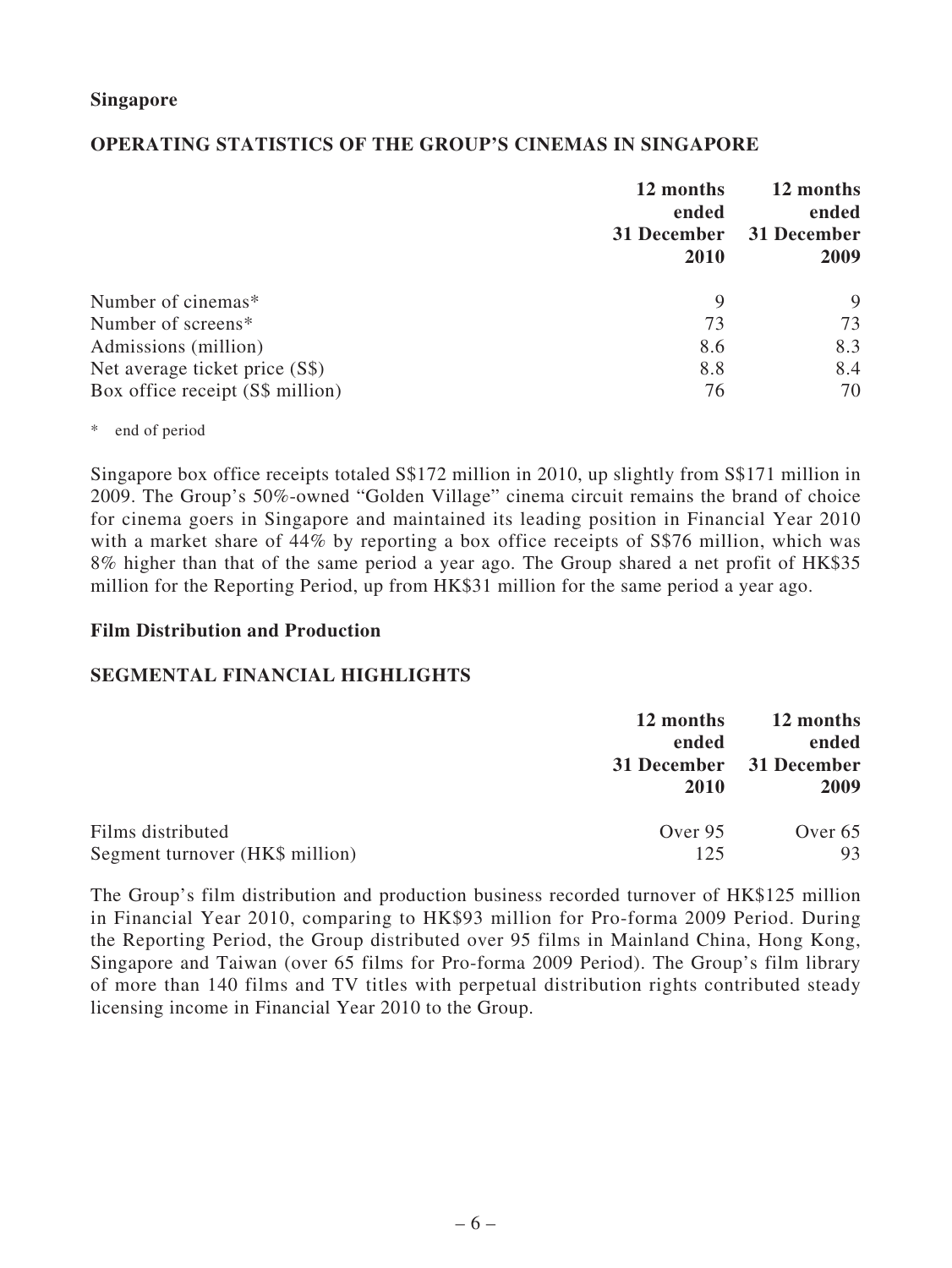**Singapore**

## OPERATING STATISTICS OF THE GROUP'S CINEMAS IN SINGAPORE

| | 12 months ended 31 December 2010 | 12 months ended 31 December 2009 |
|---|---|---|
| Number of cinemas* | 9 | 9 |
| Number of screens* | 73 | 73 |
| Admissions (million) | 8.6 | 8.3 |
| Net average ticket price (S$) | 8.8 | 8.4 |
| Box office receipt (S$ million) | 76 | 70 |

\* end of period

Singapore box office receipts totaled S$172 million in 2010, up slightly from S$171 million in 2009. The Group's 50%-owned "Golden Village" cinema circuit remains the brand of choice for cinema goers in Singapore and maintained its leading position in Financial Year 2010 with a market share of 44% by reporting a box office receipts of S$76 million, which was 8% higher than that of the same period a year ago. The Group shared a net profit of HK$35 million for the Reporting Period, up from HK$31 million for the same period a year ago.

**Film Distribution and Production**

## SEGMENTAL FINANCIAL HIGHLIGHTS

| | 12 months ended 31 December 2010 | 12 months ended 31 December 2009 |
|---|---|---|
| Films distributed | Over 95 | Over 65 |
| Segment turnover (HK$ million) | 125 | 93 |

The Group's film distribution and production business recorded turnover of HK$125 million in Financial Year 2010, comparing to HK$93 million for Pro-forma 2009 Period. During the Reporting Period, the Group distributed over 95 films in Mainland China, Hong Kong, Singapore and Taiwan (over 65 films for Pro-forma 2009 Period). The Group's film library of more than 140 films and TV titles with perpetual distribution rights contributed steady licensing income in Financial Year 2010 to the Group.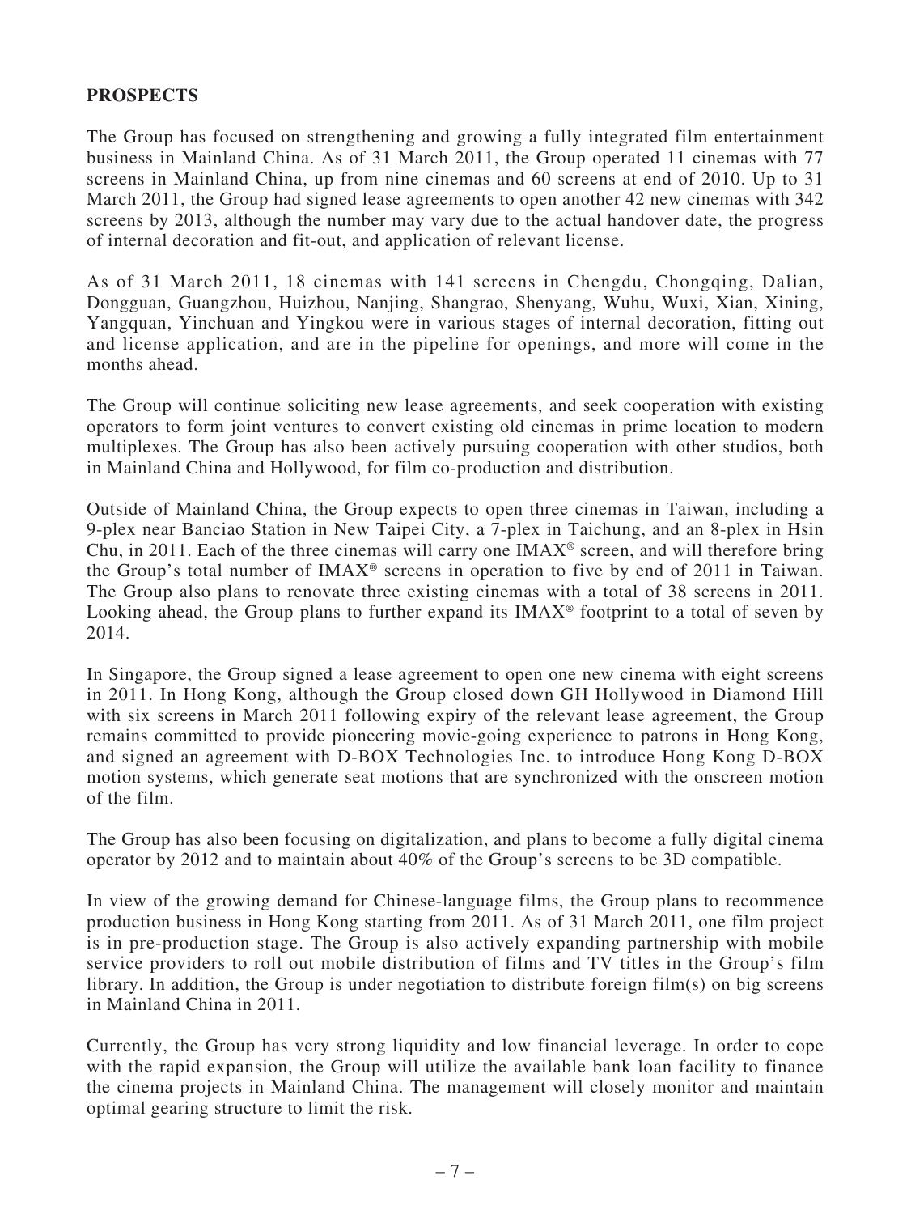**PROSPECTS**

The Group has focused on strengthening and growing a fully integrated film entertainment business in Mainland China. As of 31 March 2011, the Group operated 11 cinemas with 77 screens in Mainland China, up from nine cinemas and 60 screens at end of 2010. Up to 31 March 2011, the Group had signed lease agreements to open another 42 new cinemas with 342 screens by 2013, although the number may vary due to the actual handover date, the progress of internal decoration and fit-out, and application of relevant license.

As of 31 March 2011, 18 cinemas with 141 screens in Chengdu, Chongqing, Dalian, Dongguan, Guangzhou, Huizhou, Nanjing, Shangrao, Shenyang, Wuhu, Wuxi, Xian, Xining, Yangquan, Yinchuan and Yingkou were in various stages of internal decoration, fitting out and license application, and are in the pipeline for openings, and more will come in the months ahead.

The Group will continue soliciting new lease agreements, and seek cooperation with existing operators to form joint ventures to convert existing old cinemas in prime location to modern multiplexes. The Group has also been actively pursuing cooperation with other studios, both in Mainland China and Hollywood, for film co-production and distribution.

Outside of Mainland China, the Group expects to open three cinemas in Taiwan, including a 9-plex near Banciao Station in New Taipei City, a 7-plex in Taichung, and an 8-plex in Hsin Chu, in 2011. Each of the three cinemas will carry one IMAX® screen, and will therefore bring the Group's total number of IMAX® screens in operation to five by end of 2011 in Taiwan. The Group also plans to renovate three existing cinemas with a total of 38 screens in 2011. Looking ahead, the Group plans to further expand its IMAX® footprint to a total of seven by 2014.

In Singapore, the Group signed a lease agreement to open one new cinema with eight screens in 2011. In Hong Kong, although the Group closed down GH Hollywood in Diamond Hill with six screens in March 2011 following expiry of the relevant lease agreement, the Group remains committed to provide pioneering movie-going experience to patrons in Hong Kong, and signed an agreement with D-BOX Technologies Inc. to introduce Hong Kong D-BOX motion systems, which generate seat motions that are synchronized with the onscreen motion of the film.

The Group has also been focusing on digitalization, and plans to become a fully digital cinema operator by 2012 and to maintain about 40% of the Group's screens to be 3D compatible.

In view of the growing demand for Chinese-language films, the Group plans to recommence production business in Hong Kong starting from 2011. As of 31 March 2011, one film project is in pre-production stage. The Group is also actively expanding partnership with mobile service providers to roll out mobile distribution of films and TV titles in the Group's film library. In addition, the Group is under negotiation to distribute foreign film(s) on big screens in Mainland China in 2011.

Currently, the Group has very strong liquidity and low financial leverage. In order to cope with the rapid expansion, the Group will utilize the available bank loan facility to finance the cinema projects in Mainland China. The management will closely monitor and maintain optimal gearing structure to limit the risk.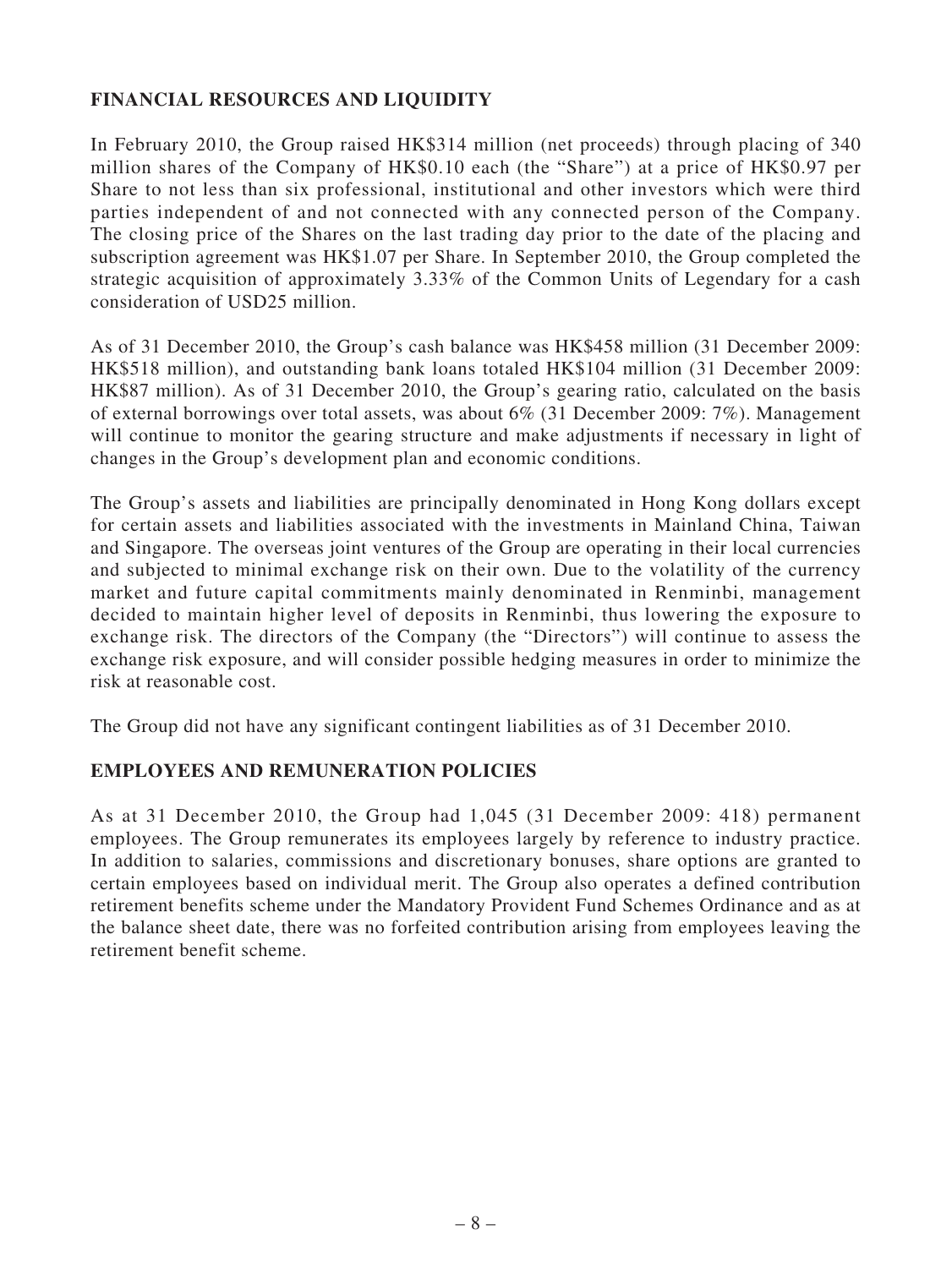## FINANCIAL RESOURCES AND LIQUIDITY

In February 2010, the Group raised HK$314 million (net proceeds) through placing of 340 million shares of the Company of HK$0.10 each (the "Share") at a price of HK$0.97 per Share to not less than six professional, institutional and other investors which were third parties independent of and not connected with any connected person of the Company. The closing price of the Shares on the last trading day prior to the date of the placing and subscription agreement was HK$1.07 per Share. In September 2010, the Group completed the strategic acquisition of approximately 3.33% of the Common Units of Legendary for a cash consideration of USD25 million.

As of 31 December 2010, the Group's cash balance was HK$458 million (31 December 2009: HK$518 million), and outstanding bank loans totaled HK$104 million (31 December 2009: HK$87 million). As of 31 December 2010, the Group's gearing ratio, calculated on the basis of external borrowings over total assets, was about 6% (31 December 2009: 7%). Management will continue to monitor the gearing structure and make adjustments if necessary in light of changes in the Group's development plan and economic conditions.

The Group's assets and liabilities are principally denominated in Hong Kong dollars except for certain assets and liabilities associated with the investments in Mainland China, Taiwan and Singapore. The overseas joint ventures of the Group are operating in their local currencies and subjected to minimal exchange risk on their own. Due to the volatility of the currency market and future capital commitments mainly denominated in Renminbi, management decided to maintain higher level of deposits in Renminbi, thus lowering the exposure to exchange risk. The directors of the Company (the "Directors") will continue to assess the exchange risk exposure, and will consider possible hedging measures in order to minimize the risk at reasonable cost.

The Group did not have any significant contingent liabilities as of 31 December 2010.

## EMPLOYEES AND REMUNERATION POLICIES

As at 31 December 2010, the Group had 1,045 (31 December 2009: 418) permanent employees. The Group remunerates its employees largely by reference to industry practice. In addition to salaries, commissions and discretionary bonuses, share options are granted to certain employees based on individual merit. The Group also operates a defined contribution retirement benefits scheme under the Mandatory Provident Fund Schemes Ordinance and as at the balance sheet date, there was no forfeited contribution arising from employees leaving the retirement benefit scheme.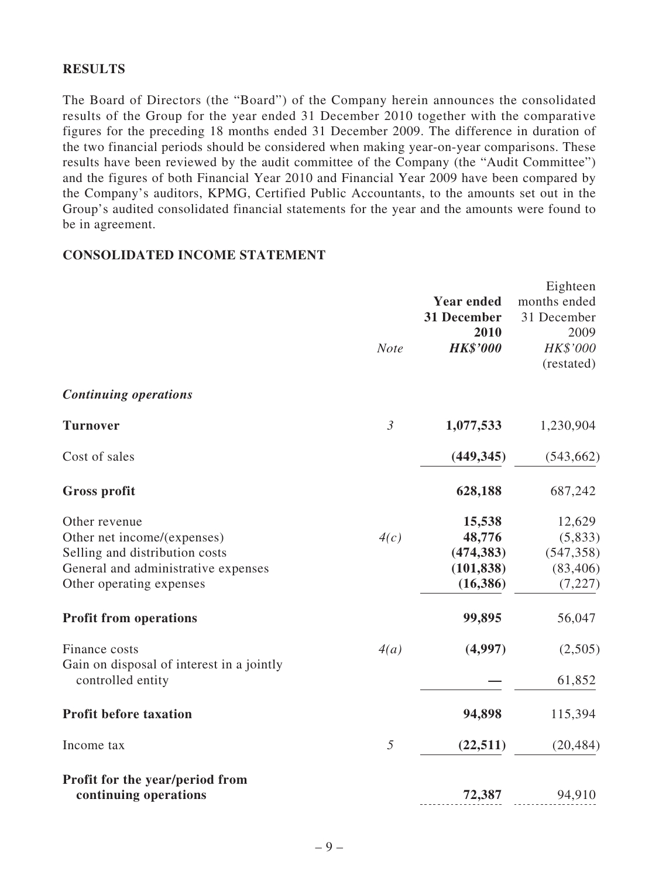## RESULTS

The Board of Directors (the "Board") of the Company herein announces the consolidated results of the Group for the year ended 31 December 2010 together with the comparative figures for the preceding 18 months ended 31 December 2009. The difference in duration of the two financial periods should be considered when making year-on-year comparisons. These results have been reviewed by the audit committee of the Company (the "Audit Committee") and the figures of both Financial Year 2010 and Financial Year 2009 have been compared by the Company's auditors, KPMG, Certified Public Accountants, to the amounts set out in the Group's audited consolidated financial statements for the year and the amounts were found to be in agreement.

## CONSOLIDATED INCOME STATEMENT

| | *Note* | **Year ended 31 December 2010** ***HK$'000*** | Eighteen months ended 31 December 2009 *HK$'000* (restated) |
|---|---|---|---|
| ***Continuing operations*** | | | |
| **Turnover** | *3* | **1,077,533** | 1,230,904 |
| Cost of sales | | **(449,345)** | (543,662) |
| **Gross profit** | | **628,188** | 687,242 |
| Other revenue | | **15,538** | 12,629 |
| Other net income/(expenses) | *4(c)* | **48,776** | (5,833) |
| Selling and distribution costs | | **(474,383)** | (547,358) |
| General and administrative expenses | | **(101,838)** | (83,406) |
| Other operating expenses | | **(16,386)** | (7,227) |
| **Profit from operations** | | **99,895** | 56,047 |
| Finance costs | *4(a)* | **(4,997)** | (2,505) |
| Gain on disposal of interest in a jointly controlled entity | | **—** | 61,852 |
| **Profit before taxation** | | **94,898** | 115,394 |
| Income tax | *5* | **(22,511)** | (20,484) |
| **Profit for the year/period from continuing operations** | | **72,387** | 94,910 |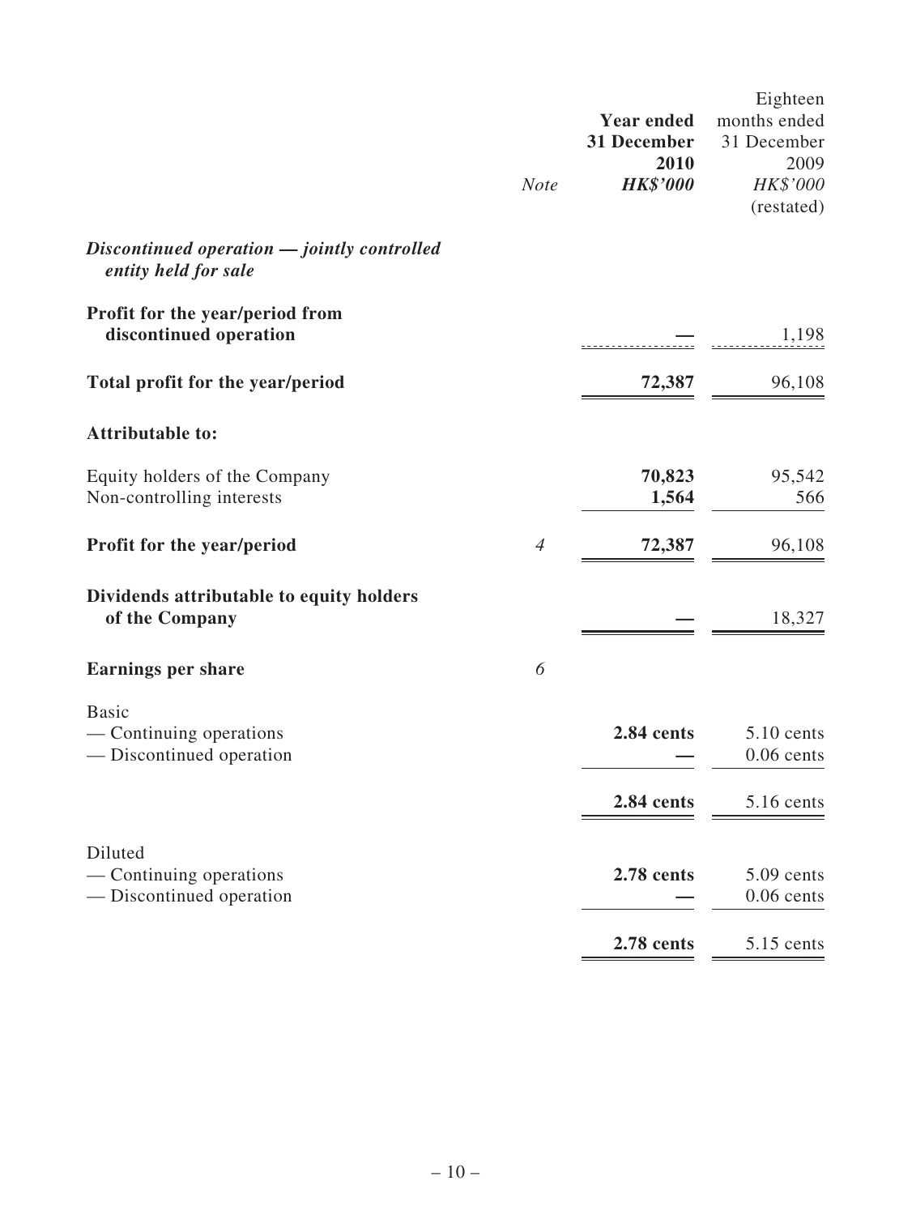|  | *Note* | **Year ended 31 December 2010** ***HK$'000*** | Eighteen months ended 31 December 2009 *HK$'000* (restated) |
|---|---|---|---|
| ***Discontinued operation — jointly controlled entity held for sale*** | | | |
| **Profit for the year/period from discontinued operation** | | **—** | 1,198 |
| **Total profit for the year/period** | | **72,387** | 96,108 |
| **Attributable to:** | | | |
| Equity holders of the Company | | **70,823** | 95,542 |
| Non-controlling interests | | **1,564** | 566 |
| **Profit for the year/period** | *4* | **72,387** | 96,108 |
| **Dividends attributable to equity holders of the Company** | | **—** | 18,327 |
| **Earnings per share** | *6* | | |
| Basic | | | |
| — Continuing operations | | **2.84 cents** | 5.10 cents |
| — Discontinued operation | | **—** | 0.06 cents |
| | | **2.84 cents** | 5.16 cents |
| Diluted | | | |
| — Continuing operations | | **2.78 cents** | 5.09 cents |
| — Discontinued operation | | **—** | 0.06 cents |
| | | **2.78 cents** | 5.15 cents |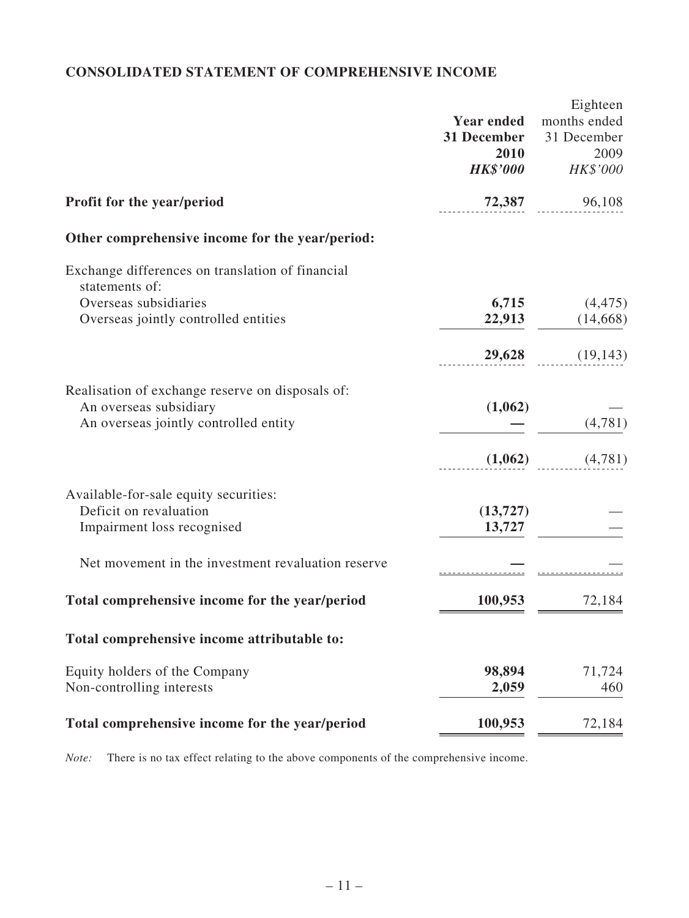## CONSOLIDATED STATEMENT OF COMPREHENSIVE INCOME

| | Year ended 31 December 2010 HK$'000 | Eighteen months ended 31 December 2009 HK$'000 |
|---|---|---|
| **Profit for the year/period** | **72,387** | 96,108 |
| **Other comprehensive income for the year/period:** | | |
| Exchange differences on translation of financial statements of: | | |
| Overseas subsidiaries | **6,715** | (4,475) |
| Overseas jointly controlled entities | **22,913** | (14,668) |
| | **29,628** | (19,143) |
| Realisation of exchange reserve on disposals of: | | |
| An overseas subsidiary | **(1,062)** | — |
| An overseas jointly controlled entity | **—** | (4,781) |
| | **(1,062)** | (4,781) |
| Available-for-sale equity securities: | | |
| Deficit on revaluation | **(13,727)** | — |
| Impairment loss recognised | **13,727** | — |
| Net movement in the investment revaluation reserve | **—** | — |
| **Total comprehensive income for the year/period** | **100,953** | 72,184 |
| **Total comprehensive income attributable to:** | | |
| Equity holders of the Company | **98,894** | 71,724 |
| Non-controlling interests | **2,059** | 460 |
| **Total comprehensive income for the year/period** | **100,953** | 72,184 |

*Note:* There is no tax effect relating to the above components of the comprehensive income.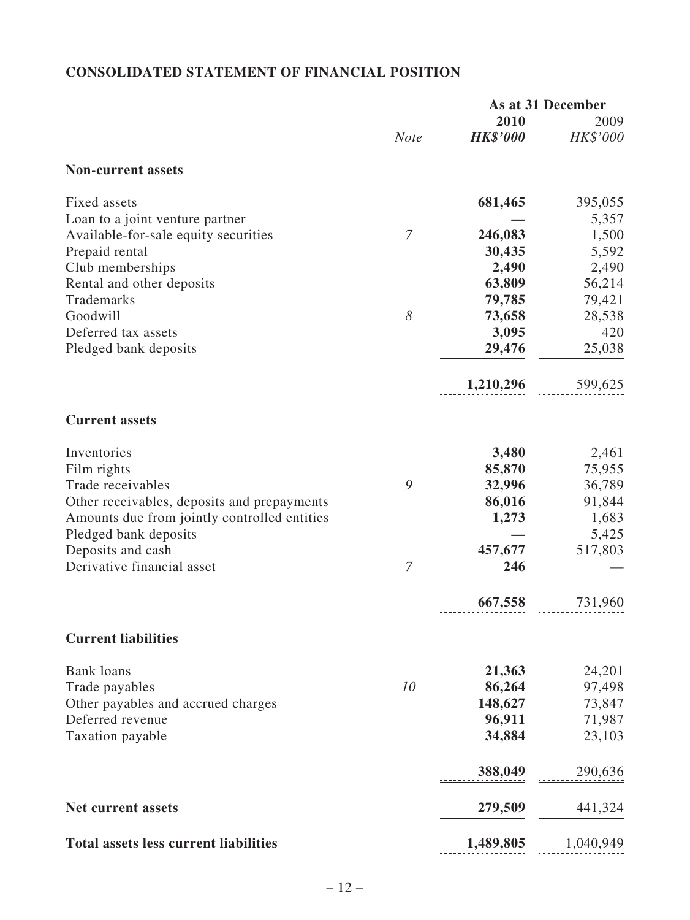## CONSOLIDATED STATEMENT OF FINANCIAL POSITION

| | *Note* | As at 31 December<br>**2010**<br>***HK$'000*** | <br>2009<br>*HK$'000* |
|---|---|---|---|
| **Non-current assets** | | | |
| Fixed assets | | **681,465** | 395,055 |
| Loan to a joint venture partner | | **—** | 5,357 |
| Available-for-sale equity securities | *7* | **246,083** | 1,500 |
| Prepaid rental | | **30,435** | 5,592 |
| Club memberships | | **2,490** | 2,490 |
| Rental and other deposits | | **63,809** | 56,214 |
| Trademarks | | **79,785** | 79,421 |
| Goodwill | *8* | **73,658** | 28,538 |
| Deferred tax assets | | **3,095** | 420 |
| Pledged bank deposits | | **29,476** | 25,038 |
| | | **1,210,296** | 599,625 |
| **Current assets** | | | |
| Inventories | | **3,480** | 2,461 |
| Film rights | | **85,870** | 75,955 |
| Trade receivables | *9* | **32,996** | 36,789 |
| Other receivables, deposits and prepayments | | **86,016** | 91,844 |
| Amounts due from jointly controlled entities | | **1,273** | 1,683 |
| Pledged bank deposits | | **—** | 5,425 |
| Deposits and cash | | **457,677** | 517,803 |
| Derivative financial asset | *7* | **246** | — |
| | | **667,558** | 731,960 |
| **Current liabilities** | | | |
| Bank loans | | **21,363** | 24,201 |
| Trade payables | *10* | **86,264** | 97,498 |
| Other payables and accrued charges | | **148,627** | 73,847 |
| Deferred revenue | | **96,911** | 71,987 |
| Taxation payable | | **34,884** | 23,103 |
| | | **388,049** | 290,636 |
| **Net current assets** | | **279,509** | 441,324 |
| **Total assets less current liabilities** | | **1,489,805** | 1,040,949 |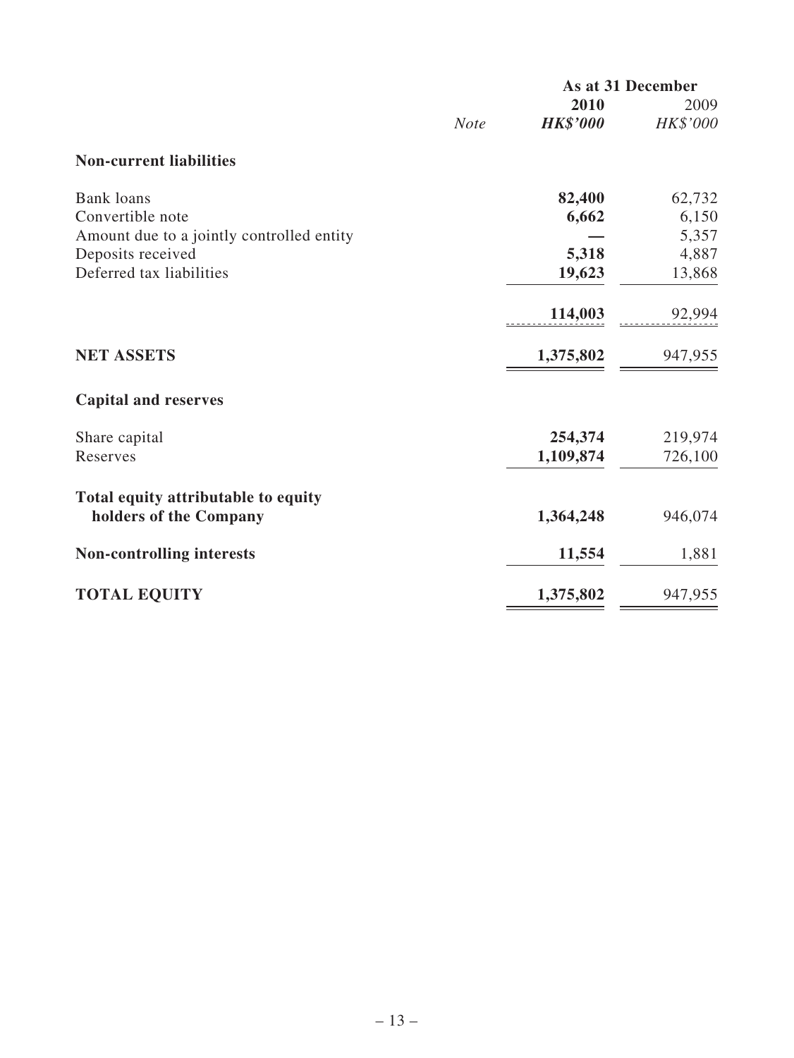| | *Note* | As at 31 December | |
|---|---|---|---|
| | | **2010** | 2009 |
| | | ***HK$'000*** | *HK$'000* |
| **Non-current liabilities** | | | |
| Bank loans | | **82,400** | 62,732 |
| Convertible note | | **6,662** | 6,150 |
| Amount due to a jointly controlled entity | | **—** | 5,357 |
| Deposits received | | **5,318** | 4,887 |
| Deferred tax liabilities | | **19,623** | 13,868 |
| | | **114,003** | 92,994 |
| **NET ASSETS** | | **1,375,802** | 947,955 |
| **Capital and reserves** | | | |
| Share capital | | **254,374** | 219,974 |
| Reserves | | **1,109,874** | 726,100 |
| **Total equity attributable to equity holders of the Company** | | **1,364,248** | 946,074 |
| **Non-controlling interests** | | **11,554** | 1,881 |
| **TOTAL EQUITY** | | **1,375,802** | 947,955 |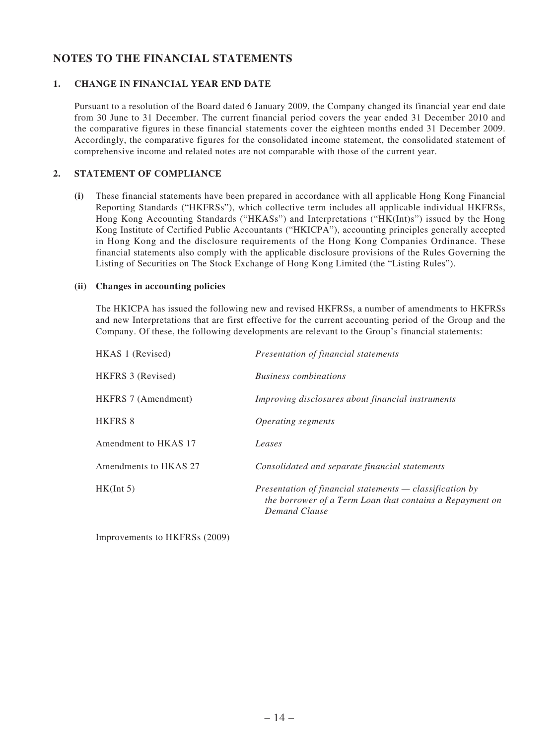# NOTES TO THE FINANCIAL STATEMENTS

## 1. CHANGE IN FINANCIAL YEAR END DATE

Pursuant to a resolution of the Board dated 6 January 2009, the Company changed its financial year end date from 30 June to 31 December. The current financial period covers the year ended 31 December 2010 and the comparative figures in these financial statements cover the eighteen months ended 31 December 2009. Accordingly, the comparative figures for the consolidated income statement, the consolidated statement of comprehensive income and related notes are not comparable with those of the current year.

## 2. STATEMENT OF COMPLIANCE

**(i)** These financial statements have been prepared in accordance with all applicable Hong Kong Financial Reporting Standards ("HKFRSs"), which collective term includes all applicable individual HKFRSs, Hong Kong Accounting Standards ("HKASs") and Interpretations ("HK(Int)s") issued by the Hong Kong Institute of Certified Public Accountants ("HKICPA"), accounting principles generally accepted in Hong Kong and the disclosure requirements of the Hong Kong Companies Ordinance. These financial statements also comply with the applicable disclosure provisions of the Rules Governing the Listing of Securities on The Stock Exchange of Hong Kong Limited (the "Listing Rules").

**(ii) Changes in accounting policies**

The HKICPA has issued the following new and revised HKFRSs, a number of amendments to HKFRSs and new Interpretations that are first effective for the current accounting period of the Group and the Company. Of these, the following developments are relevant to the Group's financial statements:

| | |
|---|---|
| HKAS 1 (Revised) | *Presentation of financial statements* |
| HKFRS 3 (Revised) | *Business combinations* |
| HKFRS 7 (Amendment) | *Improving disclosures about financial instruments* |
| HKFRS 8 | *Operating segments* |
| Amendment to HKAS 17 | *Leases* |
| Amendments to HKAS 27 | *Consolidated and separate financial statements* |
| HK(Int 5) | *Presentation of financial statements — classification by the borrower of a Term Loan that contains a Repayment on Demand Clause* |

Improvements to HKFRSs (2009)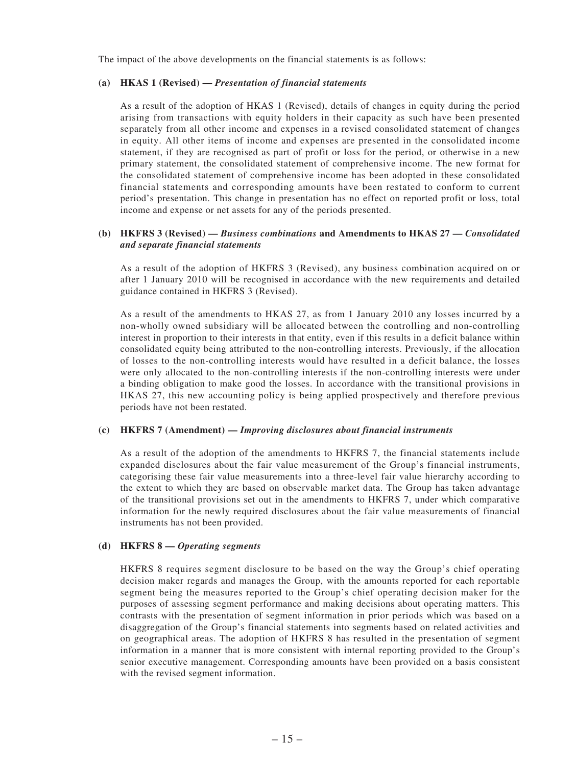The impact of the above developments on the financial statements is as follows:

**(a) HKAS 1 (Revised) — *Presentation of financial statements***

As a result of the adoption of HKAS 1 (Revised), details of changes in equity during the period arising from transactions with equity holders in their capacity as such have been presented separately from all other income and expenses in a revised consolidated statement of changes in equity. All other items of income and expenses are presented in the consolidated income statement, if they are recognised as part of profit or loss for the period, or otherwise in a new primary statement, the consolidated statement of comprehensive income. The new format for the consolidated statement of comprehensive income has been adopted in these consolidated financial statements and corresponding amounts have been restated to conform to current period's presentation. This change in presentation has no effect on reported profit or loss, total income and expense or net assets for any of the periods presented.

**(b) HKFRS 3 (Revised) — *Business combinations* and Amendments to HKAS 27 — *Consolidated and separate financial statements***

As a result of the adoption of HKFRS 3 (Revised), any business combination acquired on or after 1 January 2010 will be recognised in accordance with the new requirements and detailed guidance contained in HKFRS 3 (Revised).

As a result of the amendments to HKAS 27, as from 1 January 2010 any losses incurred by a non-wholly owned subsidiary will be allocated between the controlling and non-controlling interest in proportion to their interests in that entity, even if this results in a deficit balance within consolidated equity being attributed to the non-controlling interests. Previously, if the allocation of losses to the non-controlling interests would have resulted in a deficit balance, the losses were only allocated to the non-controlling interests if the non-controlling interests were under a binding obligation to make good the losses. In accordance with the transitional provisions in HKAS 27, this new accounting policy is being applied prospectively and therefore previous periods have not been restated.

**(c) HKFRS 7 (Amendment) — *Improving disclosures about financial instruments***

As a result of the adoption of the amendments to HKFRS 7, the financial statements include expanded disclosures about the fair value measurement of the Group's financial instruments, categorising these fair value measurements into a three-level fair value hierarchy according to the extent to which they are based on observable market data. The Group has taken advantage of the transitional provisions set out in the amendments to HKFRS 7, under which comparative information for the newly required disclosures about the fair value measurements of financial instruments has not been provided.

**(d) HKFRS 8 — *Operating segments***

HKFRS 8 requires segment disclosure to be based on the way the Group's chief operating decision maker regards and manages the Group, with the amounts reported for each reportable segment being the measures reported to the Group's chief operating decision maker for the purposes of assessing segment performance and making decisions about operating matters. This contrasts with the presentation of segment information in prior periods which was based on a disaggregation of the Group's financial statements into segments based on related activities and on geographical areas. The adoption of HKFRS 8 has resulted in the presentation of segment information in a manner that is more consistent with internal reporting provided to the Group's senior executive management. Corresponding amounts have been provided on a basis consistent with the revised segment information.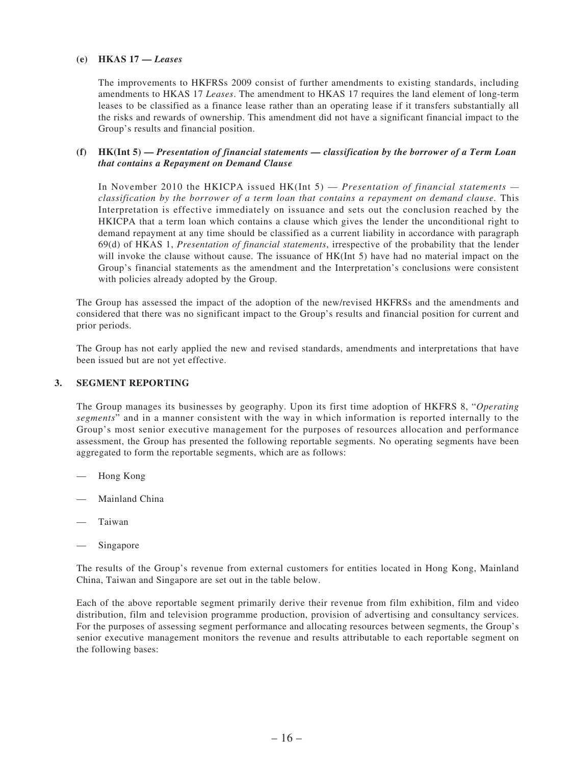**(e) HKAS 17 — *Leases***

The improvements to HKFRSs 2009 consist of further amendments to existing standards, including amendments to HKAS 17 *Leases*. The amendment to HKAS 17 requires the land element of long-term leases to be classified as a finance lease rather than an operating lease if it transfers substantially all the risks and rewards of ownership. This amendment did not have a significant financial impact to the Group's results and financial position.

**(f) HK(Int 5) — *Presentation of financial statements — classification by the borrower of a Term Loan that contains a Repayment on Demand Clause***

In November 2010 the HKICPA issued HK(Int 5) — *Presentation of financial statements — classification by the borrower of a term loan that contains a repayment on demand clause*. This Interpretation is effective immediately on issuance and sets out the conclusion reached by the HKICPA that a term loan which contains a clause which gives the lender the unconditional right to demand repayment at any time should be classified as a current liability in accordance with paragraph 69(d) of HKAS 1, *Presentation of financial statements*, irrespective of the probability that the lender will invoke the clause without cause. The issuance of HK(Int 5) have had no material impact on the Group's financial statements as the amendment and the Interpretation's conclusions were consistent with policies already adopted by the Group.

The Group has assessed the impact of the adoption of the new/revised HKFRSs and the amendments and considered that there was no significant impact to the Group's results and financial position for current and prior periods.

The Group has not early applied the new and revised standards, amendments and interpretations that have been issued but are not yet effective.

## 3. SEGMENT REPORTING

The Group manages its businesses by geography. Upon its first time adoption of HKFRS 8, "*Operating segments*" and in a manner consistent with the way in which information is reported internally to the Group's most senior executive management for the purposes of resources allocation and performance assessment, the Group has presented the following reportable segments. No operating segments have been aggregated to form the reportable segments, which are as follows:

- Hong Kong
- Mainland China
- Taiwan
- Singapore

The results of the Group's revenue from external customers for entities located in Hong Kong, Mainland China, Taiwan and Singapore are set out in the table below.

Each of the above reportable segment primarily derive their revenue from film exhibition, film and video distribution, film and television programme production, provision of advertising and consultancy services. For the purposes of assessing segment performance and allocating resources between segments, the Group's senior executive management monitors the revenue and results attributable to each reportable segment on the following bases: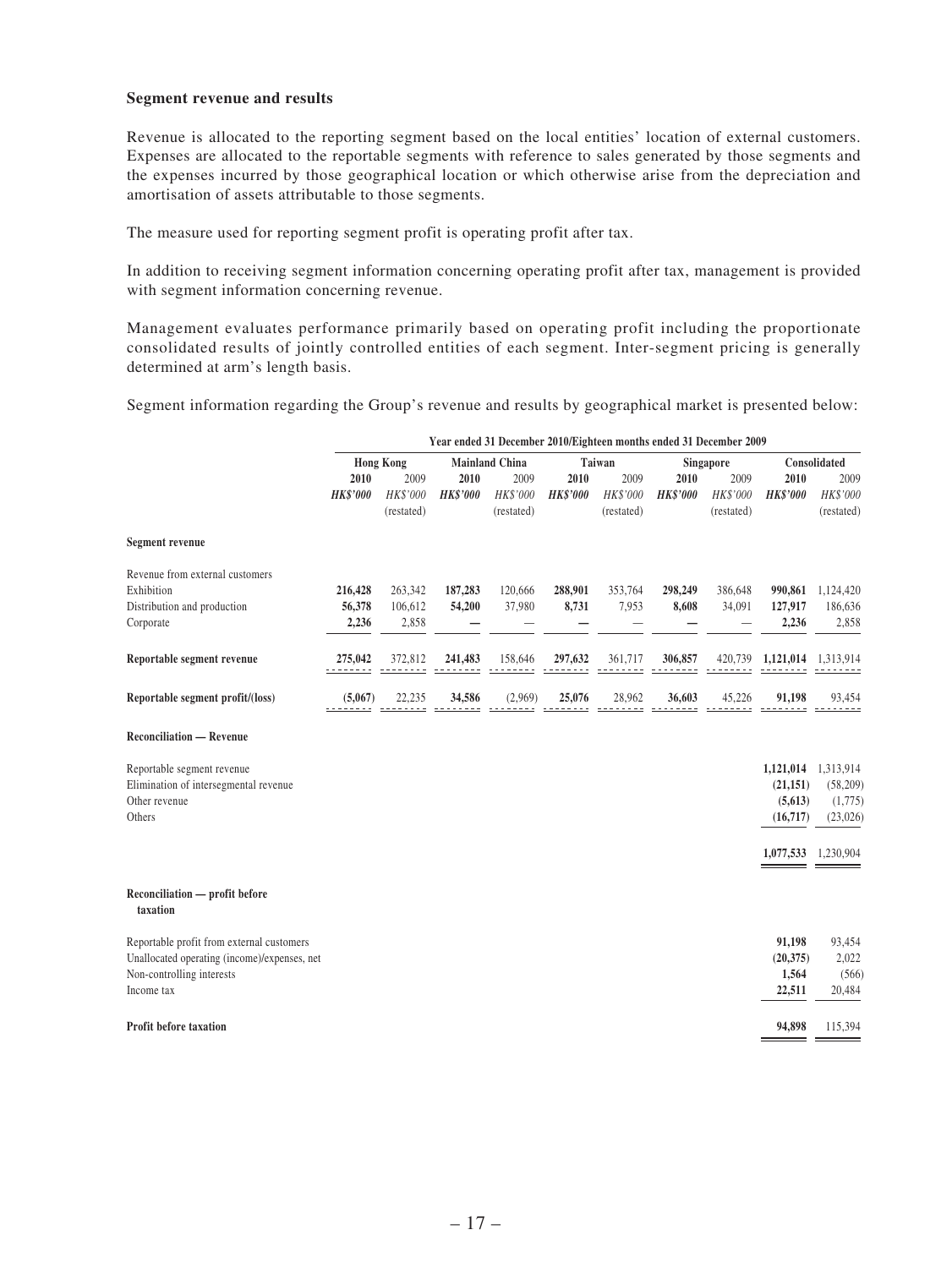**Segment revenue and results**

Revenue is allocated to the reporting segment based on the local entities' location of external customers. Expenses are allocated to the reportable segments with reference to sales generated by those segments and the expenses incurred by those geographical location or which otherwise arise from the depreciation and amortisation of assets attributable to those segments.

The measure used for reporting segment profit is operating profit after tax.

In addition to receiving segment information concerning operating profit after tax, management is provided with segment information concerning revenue.

Management evaluates performance primarily based on operating profit including the proportionate consolidated results of jointly controlled entities of each segment. Inter-segment pricing is generally determined at arm's length basis.

Segment information regarding the Group's revenue and results by geographical market is presented below:

| | Year ended 31 December 2010/Eighteen months ended 31 December 2009 | | | | | | | | | |
|---|---|---|---|---|---|---|---|---|---|---|
| | Hong Kong | | Mainland China | | Taiwan | | Singapore | | Consolidated | |
| | **2010** | 2009 | **2010** | 2009 | **2010** | 2009 | **2010** | 2009 | **2010** | 2009 |
| | ***HK$'000*** | *HK$'000* (restated) | ***HK$'000*** | *HK$'000* (restated) | ***HK$'000*** | *HK$'000* (restated) | ***HK$'000*** | *HK$'000* (restated) | ***HK$'000*** | *HK$'000* (restated) |
| **Segment revenue** | | | | | | | | | | |
| Revenue from external customers | | | | | | | | | | |
| Exhibition | **216,428** | 263,342 | **187,283** | 120,666 | **288,901** | 353,764 | **298,249** | 386,648 | **990,861** | 1,124,420 |
| Distribution and production | **56,378** | 106,612 | **54,200** | 37,980 | **8,731** | 7,953 | **8,608** | 34,091 | **127,917** | 186,636 |
| Corporate | **2,236** | 2,858 | **—** | — | **—** | — | **—** | — | **2,236** | 2,858 |
| **Reportable segment revenue** | **275,042** | 372,812 | **241,483** | 158,646 | **297,632** | 361,717 | **306,857** | 420,739 | **1,121,014** | 1,313,914 |
| **Reportable segment profit/(loss)** | **(5,067)** | 22,235 | **34,586** | (2,969) | **25,076** | 28,962 | **36,603** | 45,226 | **91,198** | 93,454 |
| **Reconciliation — Revenue** | | | | | | | | | | |
| Reportable segment revenue | | | | | | | | | **1,121,014** | 1,313,914 |
| Elimination of intersegmental revenue | | | | | | | | | **(21,151)** | (58,209) |
| Other revenue | | | | | | | | | **(5,613)** | (1,775) |
| Others | | | | | | | | | **(16,717)** | (23,026) |
| | | | | | | | | | **1,077,533** | 1,230,904 |
| **Reconciliation — profit before taxation** | | | | | | | | | | |
| Reportable profit from external customers | | | | | | | | | **91,198** | 93,454 |
| Unallocated operating (income)/expenses, net | | | | | | | | | **(20,375)** | 2,022 |
| Non-controlling interests | | | | | | | | | **1,564** | (566) |
| Income tax | | | | | | | | | **22,511** | 20,484 |
| **Profit before taxation** | | | | | | | | | **94,898** | 115,394 |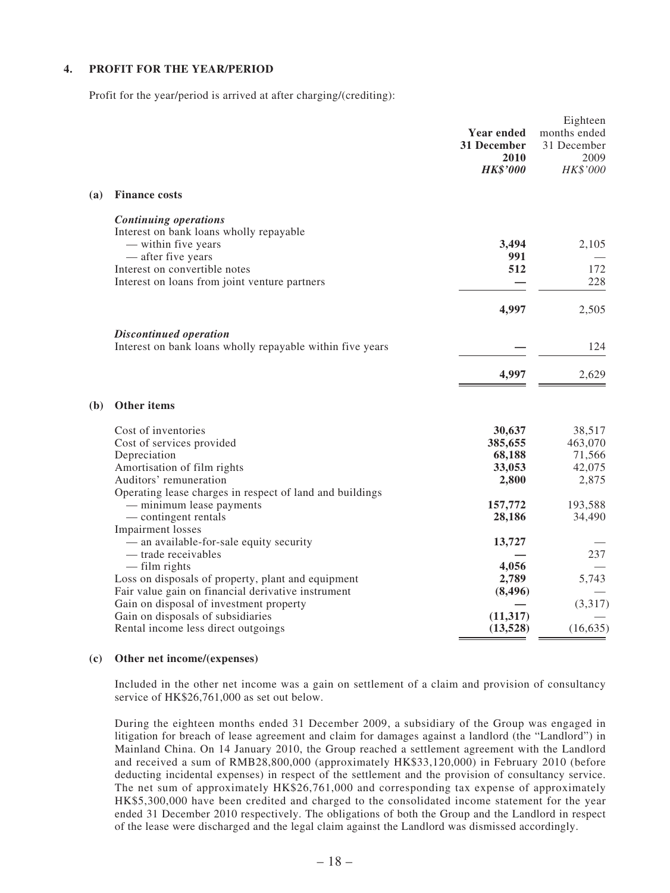## 4. PROFIT FOR THE YEAR/PERIOD

Profit for the year/period is arrived at after charging/(crediting):

| | **Year ended 31 December 2010** *HK$'000* | Eighteen months ended 31 December 2009 *HK$'000* |
|---|---|---|
| **(a) Finance costs** | | |
| ***Continuing operations*** | | |
| Interest on bank loans wholly repayable | | |
| — within five years | **3,494** | 2,105 |
| — after five years | **991** | — |
| Interest on convertible notes | **512** | 172 |
| Interest on loans from joint venture partners | **—** | 228 |
| | **4,997** | 2,505 |
| ***Discontinued operation*** | | |
| Interest on bank loans wholly repayable within five years | **—** | 124 |
| | **4,997** | 2,629 |
| **(b) Other items** | | |
| Cost of inventories | **30,637** | 38,517 |
| Cost of services provided | **385,655** | 463,070 |
| Depreciation | **68,188** | 71,566 |
| Amortisation of film rights | **33,053** | 42,075 |
| Auditors' remuneration | **2,800** | 2,875 |
| Operating lease charges in respect of land and buildings | | |
| — minimum lease payments | **157,772** | 193,588 |
| — contingent rentals | **28,186** | 34,490 |
| Impairment losses | | |
| — an available-for-sale equity security | **13,727** | — |
| — trade receivables | **—** | 237 |
| — film rights | **4,056** | — |
| Loss on disposals of property, plant and equipment | **2,789** | 5,743 |
| Fair value gain on financial derivative instrument | **(8,496)** | — |
| Gain on disposal of investment property | **—** | (3,317) |
| Gain on disposals of subsidiaries | **(11,317)** | — |
| Rental income less direct outgoings | **(13,528)** | (16,635) |

**(c) Other net income/(expenses)**

Included in the other net income was a gain on settlement of a claim and provision of consultancy service of HK$26,761,000 as set out below.

During the eighteen months ended 31 December 2009, a subsidiary of the Group was engaged in litigation for breach of lease agreement and claim for damages against a landlord (the "Landlord") in Mainland China. On 14 January 2010, the Group reached a settlement agreement with the Landlord and received a sum of RMB28,800,000 (approximately HK$33,120,000) in February 2010 (before deducting incidental expenses) in respect of the settlement and the provision of consultancy service. The net sum of approximately HK$26,761,000 and corresponding tax expense of approximately HK$5,300,000 have been credited and charged to the consolidated income statement for the year ended 31 December 2010 respectively. The obligations of both the Group and the Landlord in respect of the lease were discharged and the legal claim against the Landlord was dismissed accordingly.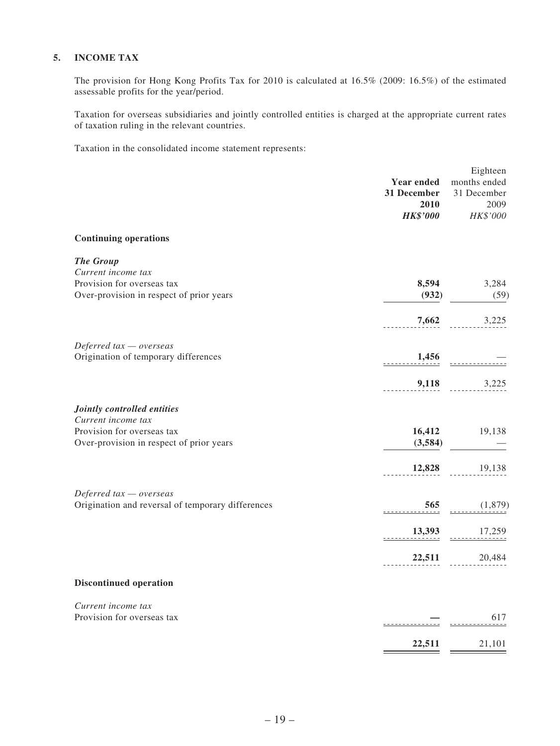## 5. INCOME TAX

The provision for Hong Kong Profits Tax for 2010 is calculated at 16.5% (2009: 16.5%) of the estimated assessable profits for the year/period.

Taxation for overseas subsidiaries and jointly controlled entities is charged at the appropriate current rates of taxation ruling in the relevant countries.

Taxation in the consolidated income statement represents:

| | **Year ended 31 December 2010** | Eighteen months ended 31 December 2009 |
|---|---|---|
| | ***HK$'000*** | *HK$'000* |
| **Continuing operations** | | |
| ***The Group*** | | |
| *Current income tax* | | |
| Provision for overseas tax | **8,594** | 3,284 |
| Over-provision in respect of prior years | **(932)** | (59) |
| | **7,662** | 3,225 |
| *Deferred tax — overseas* | | |
| Origination of temporary differences | **1,456** | — |
| | **9,118** | 3,225 |
| ***Jointly controlled entities*** | | |
| *Current income tax* | | |
| Provision for overseas tax | **16,412** | 19,138 |
| Over-provision in respect of prior years | **(3,584)** | — |
| | **12,828** | 19,138 |
| *Deferred tax — overseas* | | |
| Origination and reversal of temporary differences | **565** | (1,879) |
| | **13,393** | 17,259 |
| | **22,511** | 20,484 |
| **Discontinued operation** | | |
| *Current income tax* | | |
| Provision for overseas tax | **—** | 617 |
| | **22,511** | 21,101 |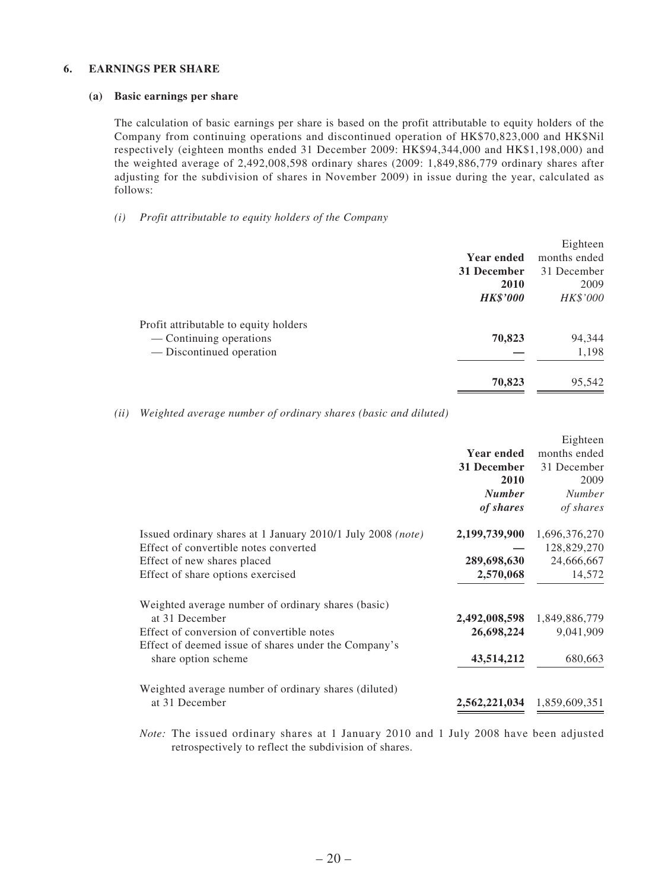## 6. EARNINGS PER SHARE

### (a) Basic earnings per share

The calculation of basic earnings per share is based on the profit attributable to equity holders of the Company from continuing operations and discontinued operation of HK$70,823,000 and HK$Nil respectively (eighteen months ended 31 December 2009: HK$94,344,000 and HK$1,198,000) and the weighted average of 2,492,008,598 ordinary shares (2009: 1,849,886,779 ordinary shares after adjusting for the subdivision of shares in November 2009) in issue during the year, calculated as follows:

*(i) Profit attributable to equity holders of the Company*

| | **Year ended 31 December 2010** | Eighteen months ended 31 December 2009 |
|---|---|---|
| | ***HK$'000*** | *HK$'000* |
| Profit attributable to equity holders | | |
| — Continuing operations | **70,823** | 94,344 |
| — Discontinued operation | **—** | 1,198 |
| | **70,823** | 95,542 |

*(ii) Weighted average number of ordinary shares (basic and diluted)*

| | **Year ended 31 December 2010** | Eighteen months ended 31 December 2009 |
|---|---|---|
| | ***Number of shares*** | *Number of shares* |
| Issued ordinary shares at 1 January 2010/1 July 2008 *(note)* | **2,199,739,900** | 1,696,376,270 |
| Effect of convertible notes converted | **—** | 128,829,270 |
| Effect of new shares placed | **289,698,630** | 24,666,667 |
| Effect of share options exercised | **2,570,068** | 14,572 |
| Weighted average number of ordinary shares (basic) at 31 December | **2,492,008,598** | 1,849,886,779 |
| Effect of conversion of convertible notes | **26,698,224** | 9,041,909 |
| Effect of deemed issue of shares under the Company's share option scheme | **43,514,212** | 680,663 |
| Weighted average number of ordinary shares (diluted) at 31 December | **2,562,221,034** | 1,859,609,351 |

*Note:* The issued ordinary shares at 1 January 2010 and 1 July 2008 have been adjusted retrospectively to reflect the subdivision of shares.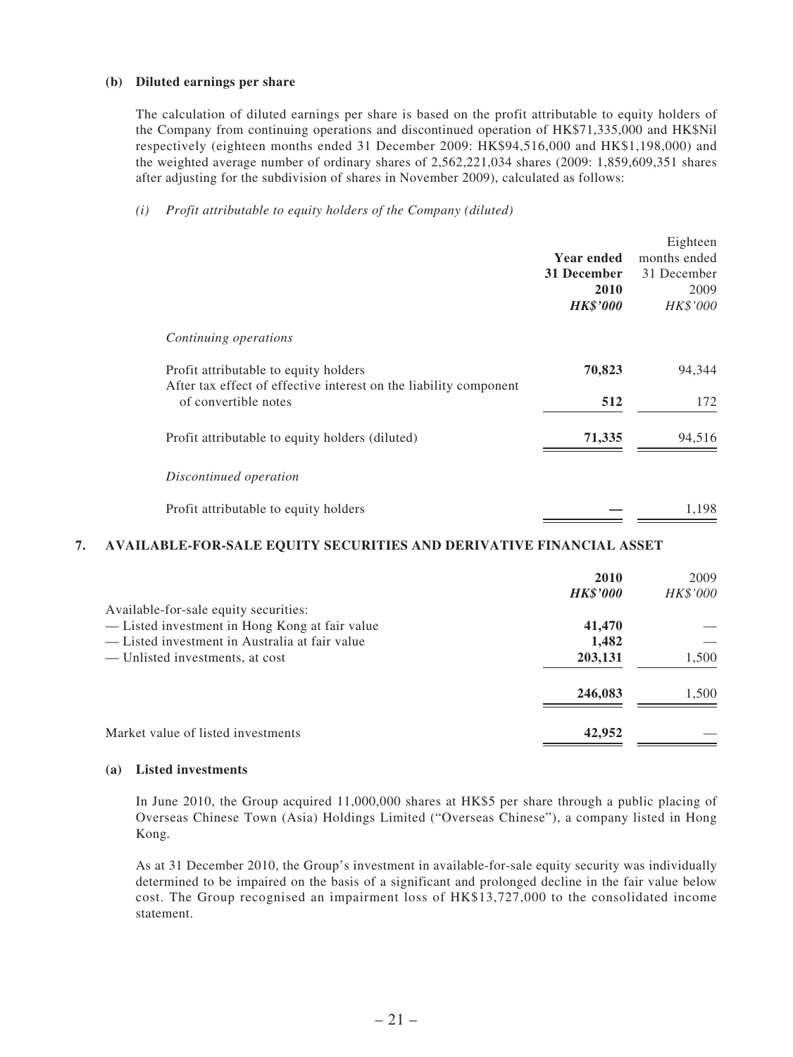**(b) Diluted earnings per share**

The calculation of diluted earnings per share is based on the profit attributable to equity holders of the Company from continuing operations and discontinued operation of HK$71,335,000 and HK$Nil respectively (eighteen months ended 31 December 2009: HK$94,516,000 and HK$1,198,000) and the weighted average number of ordinary shares of 2,562,221,034 shares (2009: 1,859,609,351 shares after adjusting for the subdivision of shares in November 2009), calculated as follows:

*(i) Profit attributable to equity holders of the Company (diluted)*

| | **Year ended 31 December 2010** ***HK$'000*** | Eighteen months ended 31 December 2009 *HK$'000* |
|---|---|---|
| *Continuing operations* | | |
| Profit attributable to equity holders | **70,823** | 94,344 |
| After tax effect of effective interest on the liability component of convertible notes | **512** | 172 |
| Profit attributable to equity holders (diluted) | **71,335** | 94,516 |
| *Discontinued operation* | | |
| Profit attributable to equity holders | **—** | 1,198 |

## 7. AVAILABLE-FOR-SALE EQUITY SECURITIES AND DERIVATIVE FINANCIAL ASSET

| | **2010** ***HK$'000*** | 2009 *HK$'000* |
|---|---|---|
| Available-for-sale equity securities: | | |
| — Listed investment in Hong Kong at fair value | **41,470** | — |
| — Listed investment in Australia at fair value | **1,482** | — |
| — Unlisted investments, at cost | **203,131** | 1,500 |
| | **246,083** | 1,500 |
| Market value of listed investments | **42,952** | — |

**(a) Listed investments**

In June 2010, the Group acquired 11,000,000 shares at HK$5 per share through a public placing of Overseas Chinese Town (Asia) Holdings Limited ("Overseas Chinese"), a company listed in Hong Kong.

As at 31 December 2010, the Group's investment in available-for-sale equity security was individually determined to be impaired on the basis of a significant and prolonged decline in the fair value below cost. The Group recognised an impairment loss of HK$13,727,000 to the consolidated income statement.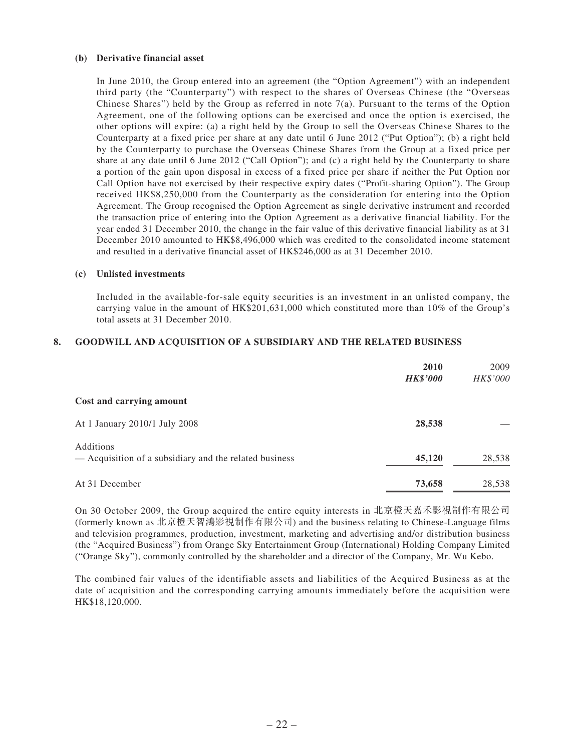**(b) Derivative financial asset**

In June 2010, the Group entered into an agreement (the "Option Agreement") with an independent third party (the "Counterparty") with respect to the shares of Overseas Chinese (the "Overseas Chinese Shares") held by the Group as referred in note 7(a). Pursuant to the terms of the Option Agreement, one of the following options can be exercised and once the option is exercised, the other options will expire: (a) a right held by the Group to sell the Overseas Chinese Shares to the Counterparty at a fixed price per share at any date until 6 June 2012 ("Put Option"); (b) a right held by the Counterparty to purchase the Overseas Chinese Shares from the Group at a fixed price per share at any date until 6 June 2012 ("Call Option"); and (c) a right held by the Counterparty to share a portion of the gain upon disposal in excess of a fixed price per share if neither the Put Option nor Call Option have not exercised by their respective expiry dates ("Profit-sharing Option"). The Group received HK$8,250,000 from the Counterparty as the consideration for entering into the Option Agreement. The Group recognised the Option Agreement as single derivative instrument and recorded the transaction price of entering into the Option Agreement as a derivative financial liability. For the year ended 31 December 2010, the change in the fair value of this derivative financial liability as at 31 December 2010 amounted to HK$8,496,000 which was credited to the consolidated income statement and resulted in a derivative financial asset of HK$246,000 as at 31 December 2010.

**(c) Unlisted investments**

Included in the available-for-sale equity securities is an investment in an unlisted company, the carrying value in the amount of HK$201,631,000 which constituted more than 10% of the Group's total assets at 31 December 2010.

## 8. GOODWILL AND ACQUISITION OF A SUBSIDIARY AND THE RELATED BUSINESS

| | **2010** | 2009 |
|---|---|---|
| | ***HK$'000*** | *HK$'000* |
| **Cost and carrying amount** | | |
| At 1 January 2010/1 July 2008 | **28,538** | — |
| Additions | | |
| — Acquisition of a subsidiary and the related business | **45,120** | 28,538 |
| At 31 December | **73,658** | 28,538 |

On 30 October 2009, the Group acquired the entire equity interests in 北京橙天嘉禾影視制作有限公司 (formerly known as 北京橙天智鴻影視制作有限公司) and the business relating to Chinese-Language films and television programmes, production, investment, marketing and advertising and/or distribution business (the "Acquired Business") from Orange Sky Entertainment Group (International) Holding Company Limited ("Orange Sky"), commonly controlled by the shareholder and a director of the Company, Mr. Wu Kebo.

The combined fair values of the identifiable assets and liabilities of the Acquired Business as at the date of acquisition and the corresponding carrying amounts immediately before the acquisition were HK$18,120,000.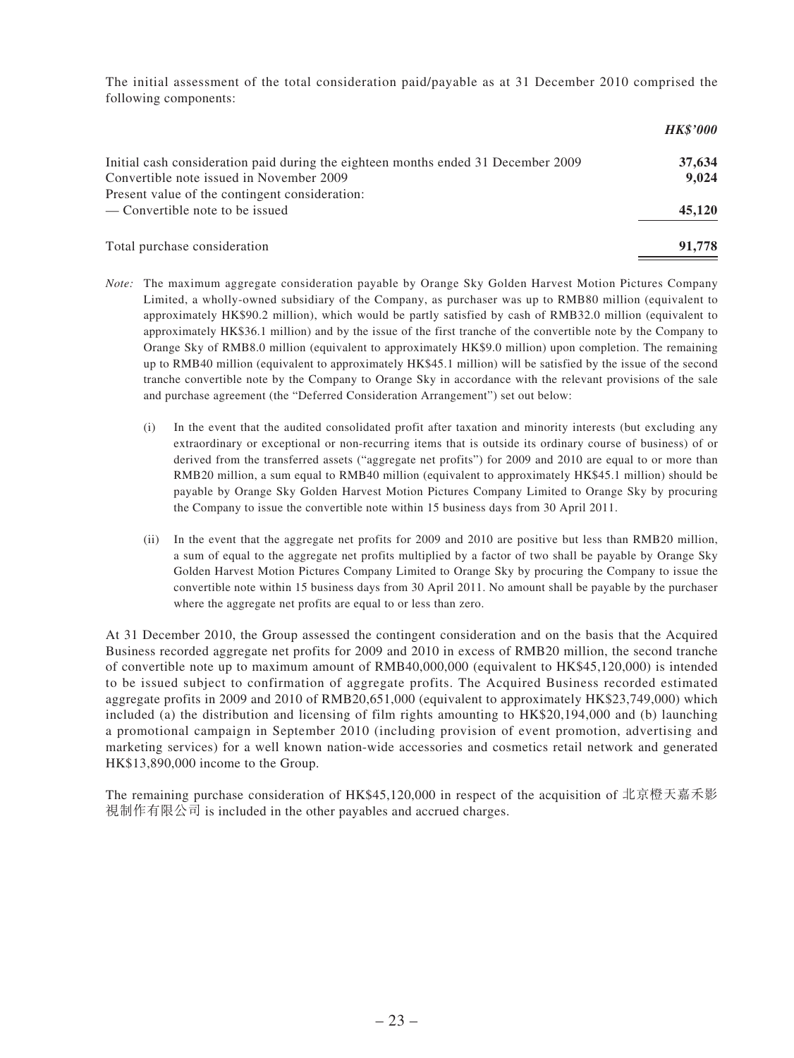The initial assessment of the total consideration paid/payable as at 31 December 2010 comprised the following components:

| | ***HK$'000*** |
|---|---|
| Initial cash consideration paid during the eighteen months ended 31 December 2009 | **37,634** |
| Convertible note issued in November 2009 | **9,024** |
| Present value of the contingent consideration: | |
| — Convertible note to be issued | **45,120** |
| Total purchase consideration | **91,778** |

*Note:* The maximum aggregate consideration payable by Orange Sky Golden Harvest Motion Pictures Company Limited, a wholly-owned subsidiary of the Company, as purchaser was up to RMB80 million (equivalent to approximately HK$90.2 million), which would be partly satisfied by cash of RMB32.0 million (equivalent to approximately HK$36.1 million) and by the issue of the first tranche of the convertible note by the Company to Orange Sky of RMB8.0 million (equivalent to approximately HK$9.0 million) upon completion. The remaining up to RMB40 million (equivalent to approximately HK$45.1 million) will be satisfied by the issue of the second tranche convertible note by the Company to Orange Sky in accordance with the relevant provisions of the sale and purchase agreement (the "Deferred Consideration Arrangement") set out below:

(i) In the event that the audited consolidated profit after taxation and minority interests (but excluding any extraordinary or exceptional or non-recurring items that is outside its ordinary course of business) of or derived from the transferred assets ("aggregate net profits") for 2009 and 2010 are equal to or more than RMB20 million, a sum equal to RMB40 million (equivalent to approximately HK$45.1 million) should be payable by Orange Sky Golden Harvest Motion Pictures Company Limited to Orange Sky by procuring the Company to issue the convertible note within 15 business days from 30 April 2011.

(ii) In the event that the aggregate net profits for 2009 and 2010 are positive but less than RMB20 million, a sum of equal to the aggregate net profits multiplied by a factor of two shall be payable by Orange Sky Golden Harvest Motion Pictures Company Limited to Orange Sky by procuring the Company to issue the convertible note within 15 business days from 30 April 2011. No amount shall be payable by the purchaser where the aggregate net profits are equal to or less than zero.

At 31 December 2010, the Group assessed the contingent consideration and on the basis that the Acquired Business recorded aggregate net profits for 2009 and 2010 in excess of RMB20 million, the second tranche of convertible note up to maximum amount of RMB40,000,000 (equivalent to HK$45,120,000) is intended to be issued subject to confirmation of aggregate profits. The Acquired Business recorded estimated aggregate profits in 2009 and 2010 of RMB20,651,000 (equivalent to approximately HK$23,749,000) which included (a) the distribution and licensing of film rights amounting to HK$20,194,000 and (b) launching a promotional campaign in September 2010 (including provision of event promotion, advertising and marketing services) for a well known nation-wide accessories and cosmetics retail network and generated HK$13,890,000 income to the Group.

The remaining purchase consideration of HK$45,120,000 in respect of the acquisition of 北京橙天嘉禾影視制作有限公司 is included in the other payables and accrued charges.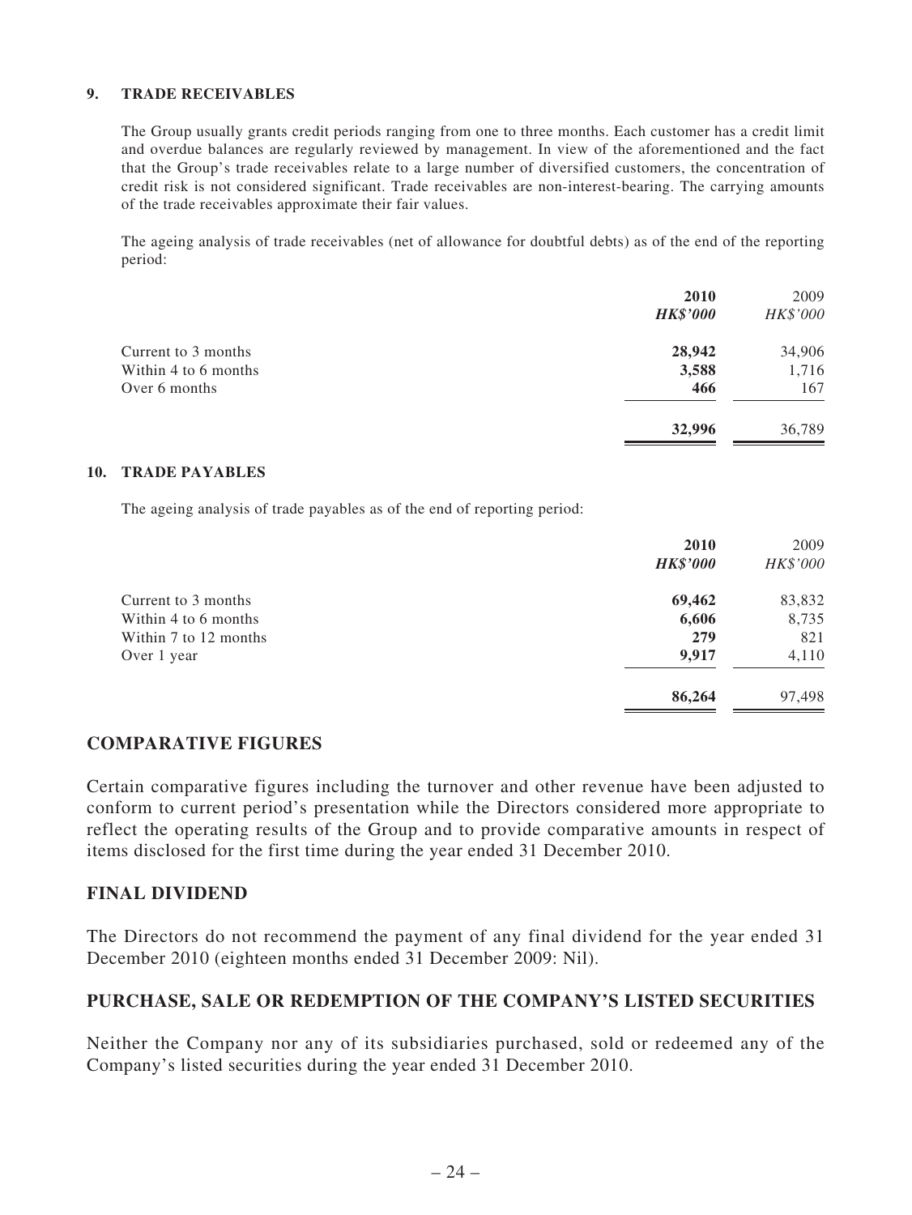### 9. TRADE RECEIVABLES

The Group usually grants credit periods ranging from one to three months. Each customer has a credit limit and overdue balances are regularly reviewed by management. In view of the aforementioned and the fact that the Group's trade receivables relate to a large number of diversified customers, the concentration of credit risk is not considered significant. Trade receivables are non-interest-bearing. The carrying amounts of the trade receivables approximate their fair values.

The ageing analysis of trade receivables (net of allowance for doubtful debts) as of the end of the reporting period:

| | **2010** | 2009 |
|---|---|---|
| | ***HK$'000*** | *HK$'000* |
| Current to 3 months | **28,942** | 34,906 |
| Within 4 to 6 months | **3,588** | 1,716 |
| Over 6 months | **466** | 167 |
| | **32,996** | 36,789 |

### 10. TRADE PAYABLES

The ageing analysis of trade payables as of the end of reporting period:

| | **2010** | 2009 |
|---|---|---|
| | ***HK$'000*** | *HK$'000* |
| Current to 3 months | **69,462** | 83,832 |
| Within 4 to 6 months | **6,606** | 8,735 |
| Within 7 to 12 months | **279** | 821 |
| Over 1 year | **9,917** | 4,110 |
| | **86,264** | 97,498 |

## COMPARATIVE FIGURES

Certain comparative figures including the turnover and other revenue have been adjusted to conform to current period's presentation while the Directors considered more appropriate to reflect the operating results of the Group and to provide comparative amounts in respect of items disclosed for the first time during the year ended 31 December 2010.

## FINAL DIVIDEND

The Directors do not recommend the payment of any final dividend for the year ended 31 December 2010 (eighteen months ended 31 December 2009: Nil).

## PURCHASE, SALE OR REDEMPTION OF THE COMPANY'S LISTED SECURITIES

Neither the Company nor any of its subsidiaries purchased, sold or redeemed any of the Company's listed securities during the year ended 31 December 2010.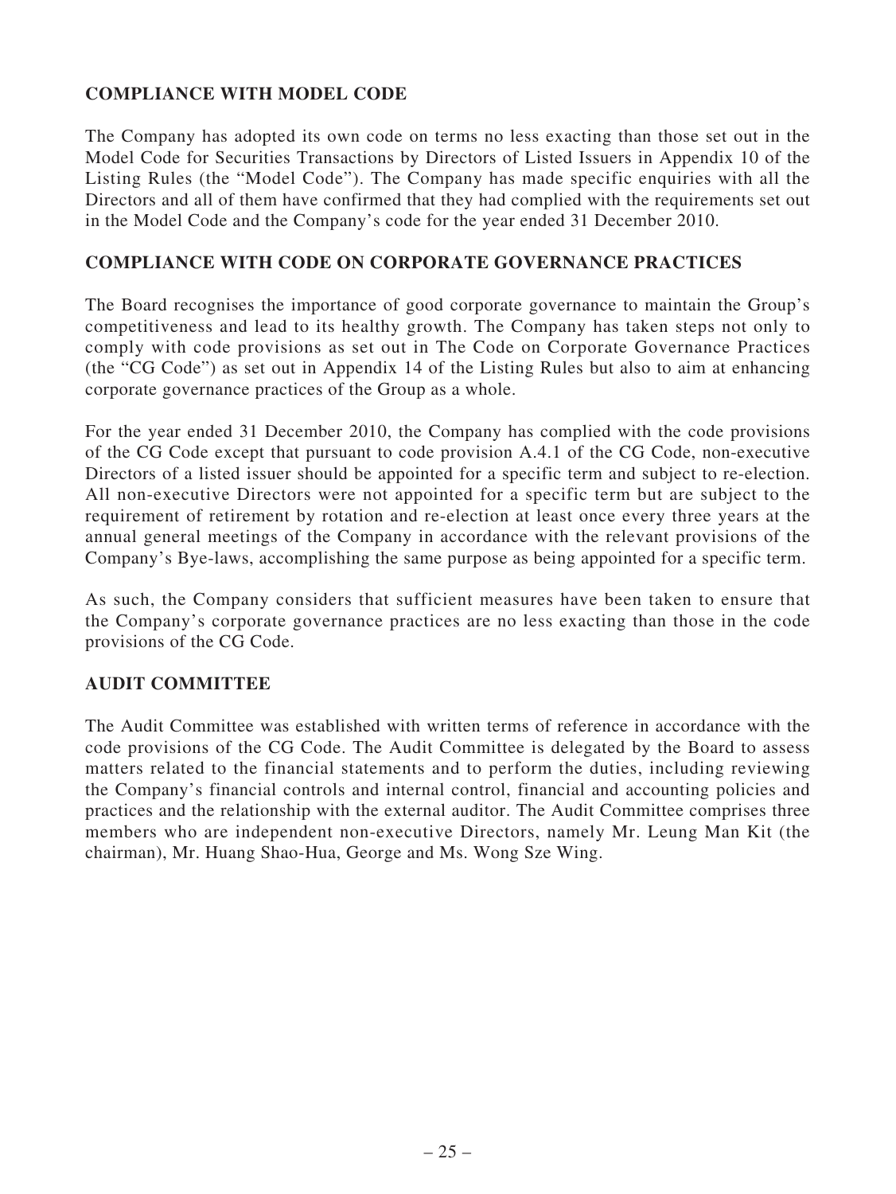## COMPLIANCE WITH MODEL CODE

The Company has adopted its own code on terms no less exacting than those set out in the Model Code for Securities Transactions by Directors of Listed Issuers in Appendix 10 of the Listing Rules (the "Model Code"). The Company has made specific enquiries with all the Directors and all of them have confirmed that they had complied with the requirements set out in the Model Code and the Company's code for the year ended 31 December 2010.

## COMPLIANCE WITH CODE ON CORPORATE GOVERNANCE PRACTICES

The Board recognises the importance of good corporate governance to maintain the Group's competitiveness and lead to its healthy growth. The Company has taken steps not only to comply with code provisions as set out in The Code on Corporate Governance Practices (the "CG Code") as set out in Appendix 14 of the Listing Rules but also to aim at enhancing corporate governance practices of the Group as a whole.

For the year ended 31 December 2010, the Company has complied with the code provisions of the CG Code except that pursuant to code provision A.4.1 of the CG Code, non-executive Directors of a listed issuer should be appointed for a specific term and subject to re-election. All non-executive Directors were not appointed for a specific term but are subject to the requirement of retirement by rotation and re-election at least once every three years at the annual general meetings of the Company in accordance with the relevant provisions of the Company's Bye-laws, accomplishing the same purpose as being appointed for a specific term.

As such, the Company considers that sufficient measures have been taken to ensure that the Company's corporate governance practices are no less exacting than those in the code provisions of the CG Code.

## AUDIT COMMITTEE

The Audit Committee was established with written terms of reference in accordance with the code provisions of the CG Code. The Audit Committee is delegated by the Board to assess matters related to the financial statements and to perform the duties, including reviewing the Company's financial controls and internal control, financial and accounting policies and practices and the relationship with the external auditor. The Audit Committee comprises three members who are independent non-executive Directors, namely Mr. Leung Man Kit (the chairman), Mr. Huang Shao-Hua, George and Ms. Wong Sze Wing.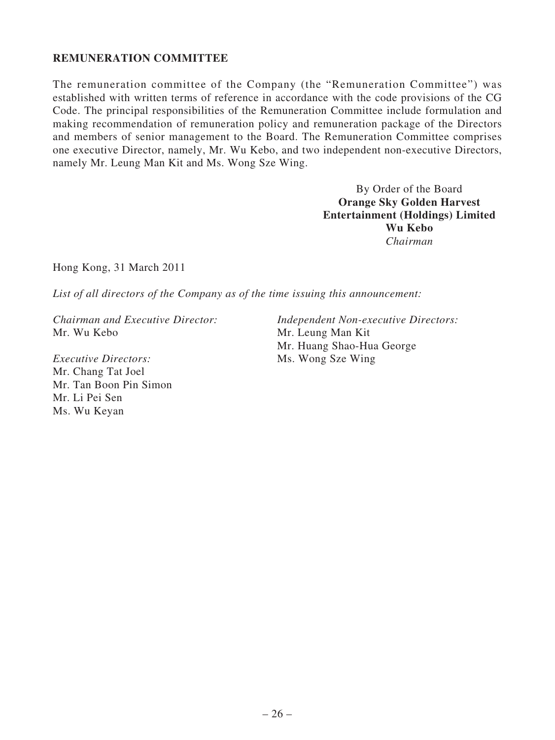## REMUNERATION COMMITTEE

The remuneration committee of the Company (the "Remuneration Committee") was established with written terms of reference in accordance with the code provisions of the CG Code. The principal responsibilities of the Remuneration Committee include formulation and making recommendation of remuneration policy and remuneration package of the Directors and members of senior management to the Board. The Remuneration Committee comprises one executive Director, namely, Mr. Wu Kebo, and two independent non-executive Directors, namely Mr. Leung Man Kit and Ms. Wong Sze Wing.

By Order of the Board
**Orange Sky Golden Harvest Entertainment (Holdings) Limited**
**Wu Kebo**
*Chairman*

Hong Kong, 31 March 2011

*List of all directors of the Company as of the time issuing this announcement:*

*Chairman and Executive Director:*
Mr. Wu Kebo

*Executive Directors:*
Mr. Chang Tat Joel
Mr. Tan Boon Pin Simon
Mr. Li Pei Sen
Ms. Wu Keyan

*Independent Non-executive Directors:*
Mr. Leung Man Kit
Mr. Huang Shao-Hua George
Ms. Wong Sze Wing